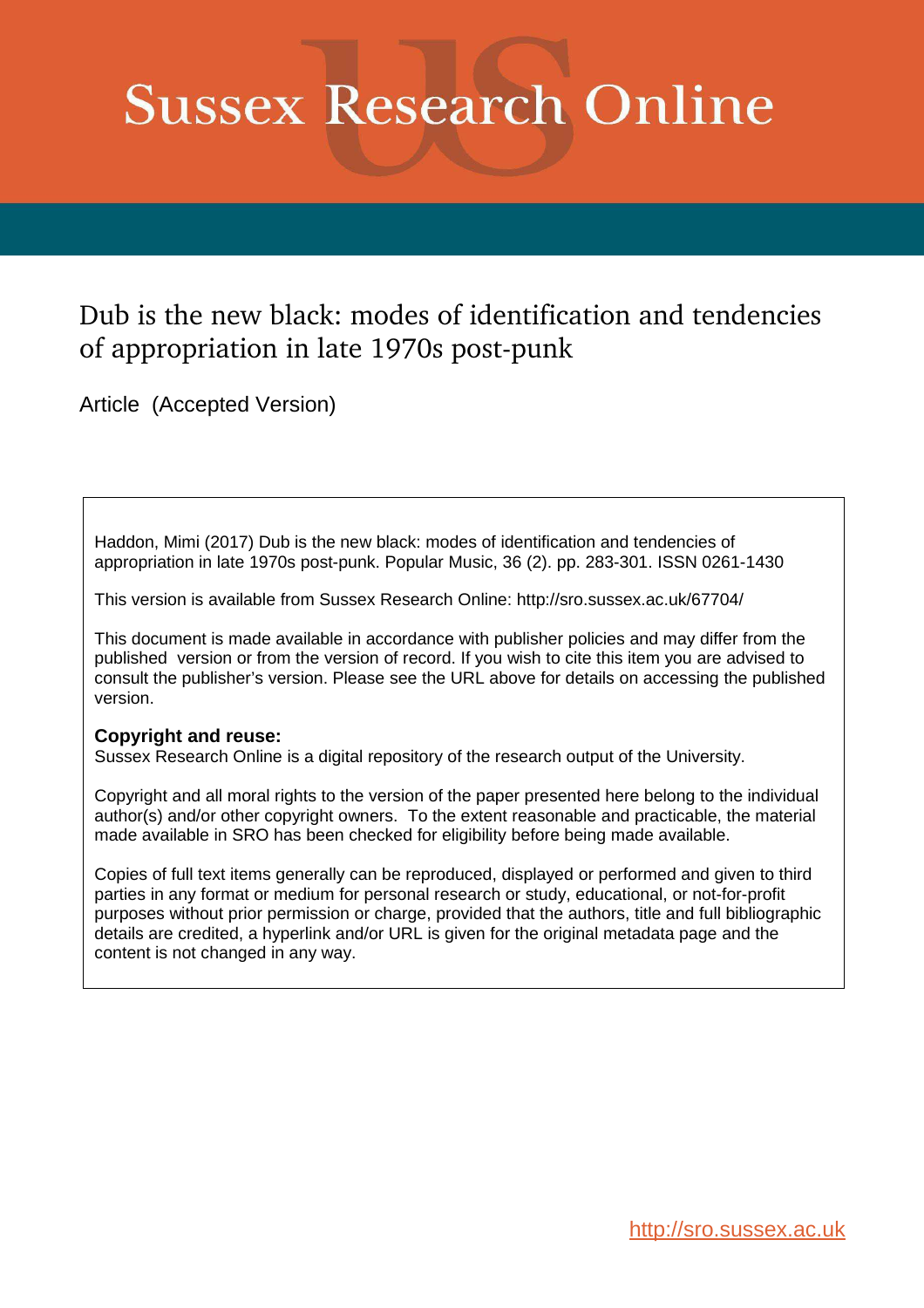# Sussex Research Online

## Dub is the new black: modes of identification and tendencies of appropriation in late 1970s post-punk

Article (Accepted Version)

Haddon, Mimi (2017) Dub is the new black: modes of identification and tendencies of appropriation in late 1970s post-punk. Popular Music, 36 (2). pp. 283-301. ISSN 0261-1430

This version is available from Sussex Research Online: http://sro.sussex.ac.uk/67704/

This document is made available in accordance with publisher policies and may differ from the published version or from the version of record. If you wish to cite this item you are advised to consult the publisher's version. Please see the URL above for details on accessing the published version.

**Copyright and reuse:**
Sussex Research Online is a digital repository of the research output of the University.

Copyright and all moral rights to the version of the paper presented here belong to the individual author(s) and/or other copyright owners. To the extent reasonable and practicable, the material made available in SRO has been checked for eligibility before being made available.

Copies of full text items generally can be reproduced, displayed or performed and given to third parties in any format or medium for personal research or study, educational, or not-for-profit purposes without prior permission or charge, provided that the authors, title and full bibliographic details are credited, a hyperlink and/or URL is given for the original metadata page and the content is not changed in any way.

http://sro.sussex.ac.uk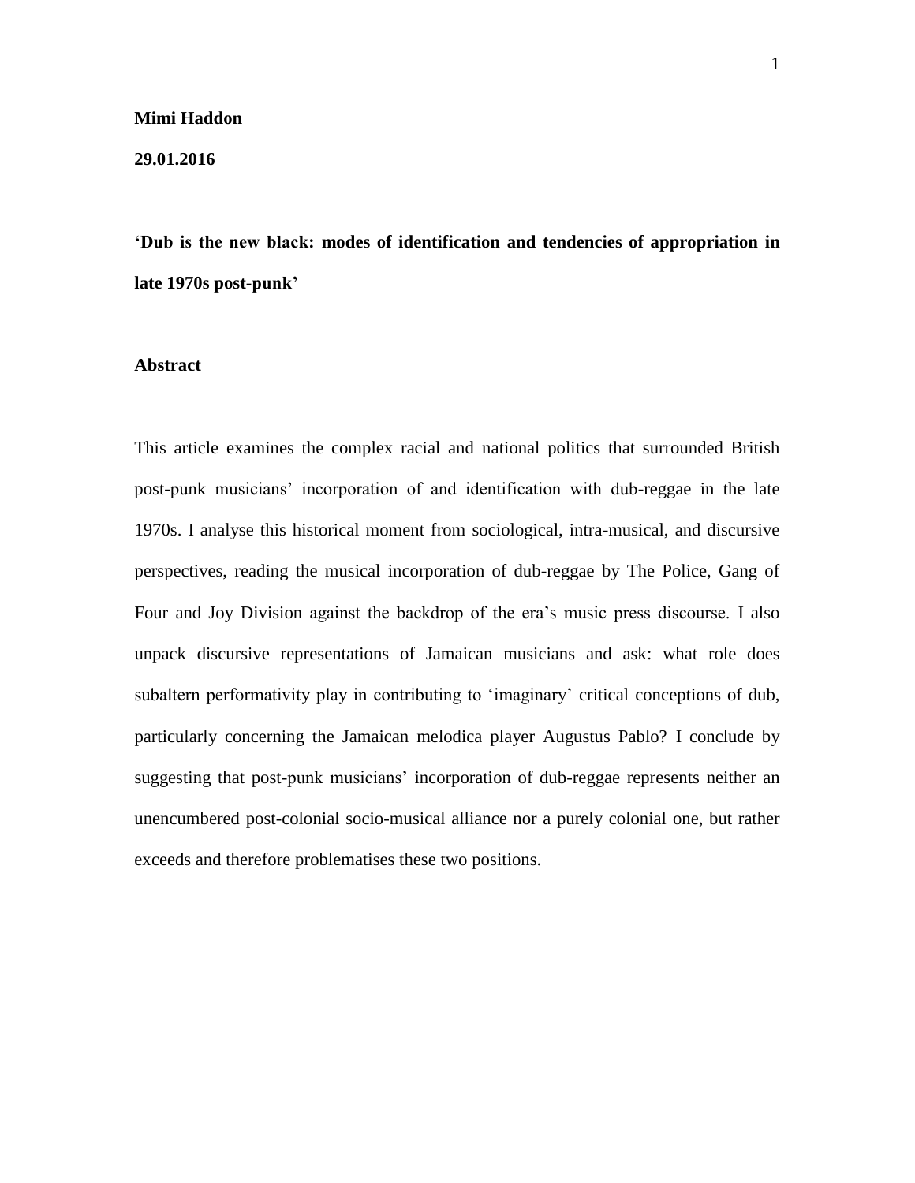**Mimi Haddon**

**29.01.2016**

**'Dub is the new black: modes of identification and tendencies of appropriation in late 1970s post-punk'**

**Abstract**

This article examines the complex racial and national politics that surrounded British post-punk musicians' incorporation of and identification with dub-reggae in the late 1970s. I analyse this historical moment from sociological, intra-musical, and discursive perspectives, reading the musical incorporation of dub-reggae by The Police, Gang of Four and Joy Division against the backdrop of the era's music press discourse. I also unpack discursive representations of Jamaican musicians and ask: what role does subaltern performativity play in contributing to 'imaginary' critical conceptions of dub, particularly concerning the Jamaican melodica player Augustus Pablo? I conclude by suggesting that post-punk musicians' incorporation of dub-reggae represents neither an unencumbered post-colonial socio-musical alliance nor a purely colonial one, but rather exceeds and therefore problematises these two positions.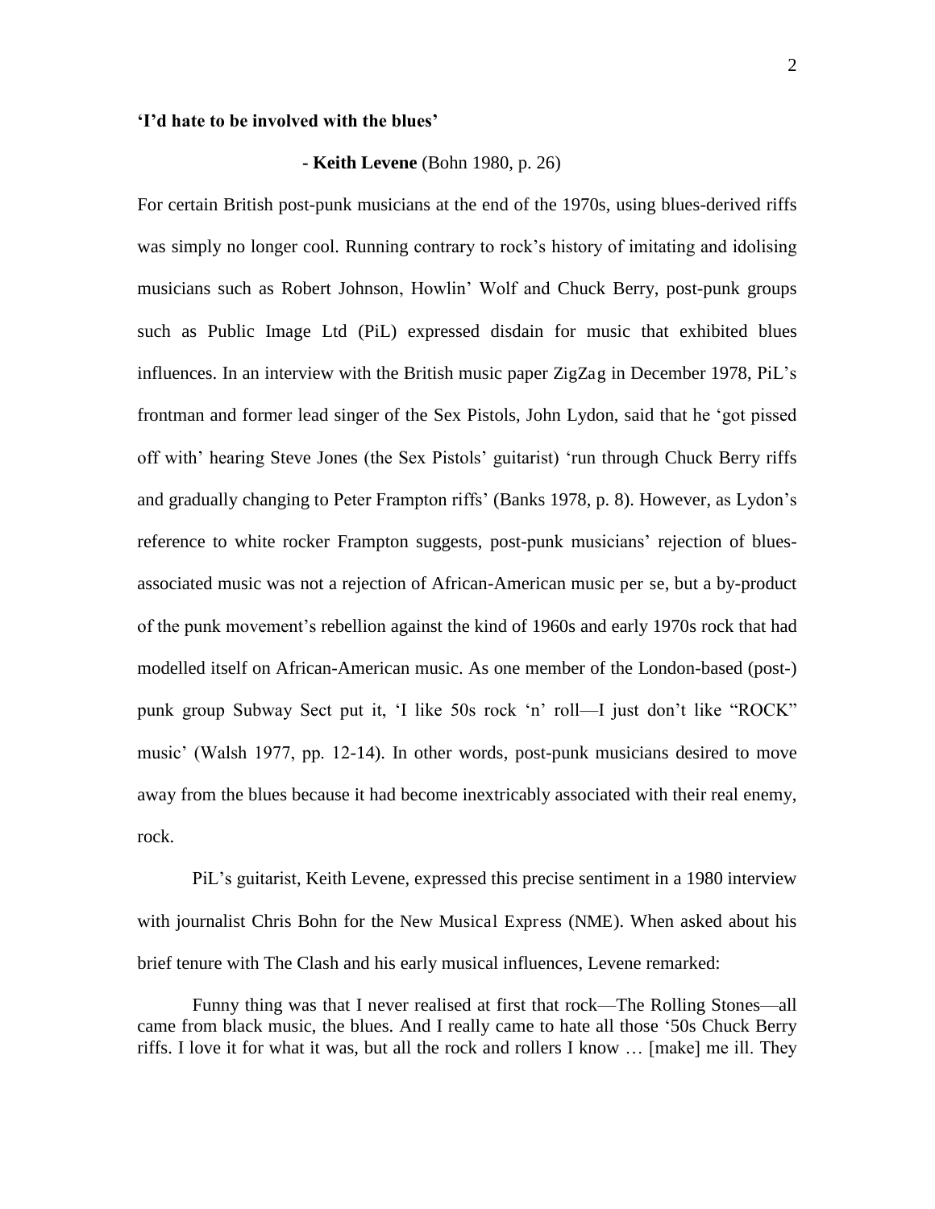**'I'd hate to be involved with the blues'**

**- Keith Levene** (Bohn 1980, p. 26)

For certain British post-punk musicians at the end of the 1970s, using blues-derived riffs was simply no longer cool. Running contrary to rock's history of imitating and idolising musicians such as Robert Johnson, Howlin' Wolf and Chuck Berry, post-punk groups such as Public Image Ltd (PiL) expressed disdain for music that exhibited blues influences. In an interview with the British music paper ZigZag in December 1978, PiL's frontman and former lead singer of the Sex Pistols, John Lydon, said that he 'got pissed off with' hearing Steve Jones (the Sex Pistols' guitarist) 'run through Chuck Berry riffs and gradually changing to Peter Frampton riffs' (Banks 1978, p. 8). However, as Lydon's reference to white rocker Frampton suggests, post-punk musicians' rejection of blues-associated music was not a rejection of African-American music per se, but a by-product of the punk movement's rebellion against the kind of 1960s and early 1970s rock that had modelled itself on African-American music. As one member of the London-based (post-) punk group Subway Sect put it, 'I like 50s rock 'n' roll—I just don't like "ROCK" music' (Walsh 1977, pp. 12-14). In other words, post-punk musicians desired to move away from the blues because it had become inextricably associated with their real enemy, rock.

PiL's guitarist, Keith Levene, expressed this precise sentiment in a 1980 interview with journalist Chris Bohn for the New Musical Express (NME). When asked about his brief tenure with The Clash and his early musical influences, Levene remarked:

> Funny thing was that I never realised at first that rock—The Rolling Stones—all came from black music, the blues. And I really came to hate all those '50s Chuck Berry riffs. I love it for what it was, but all the rock and rollers I know … [make] me ill. They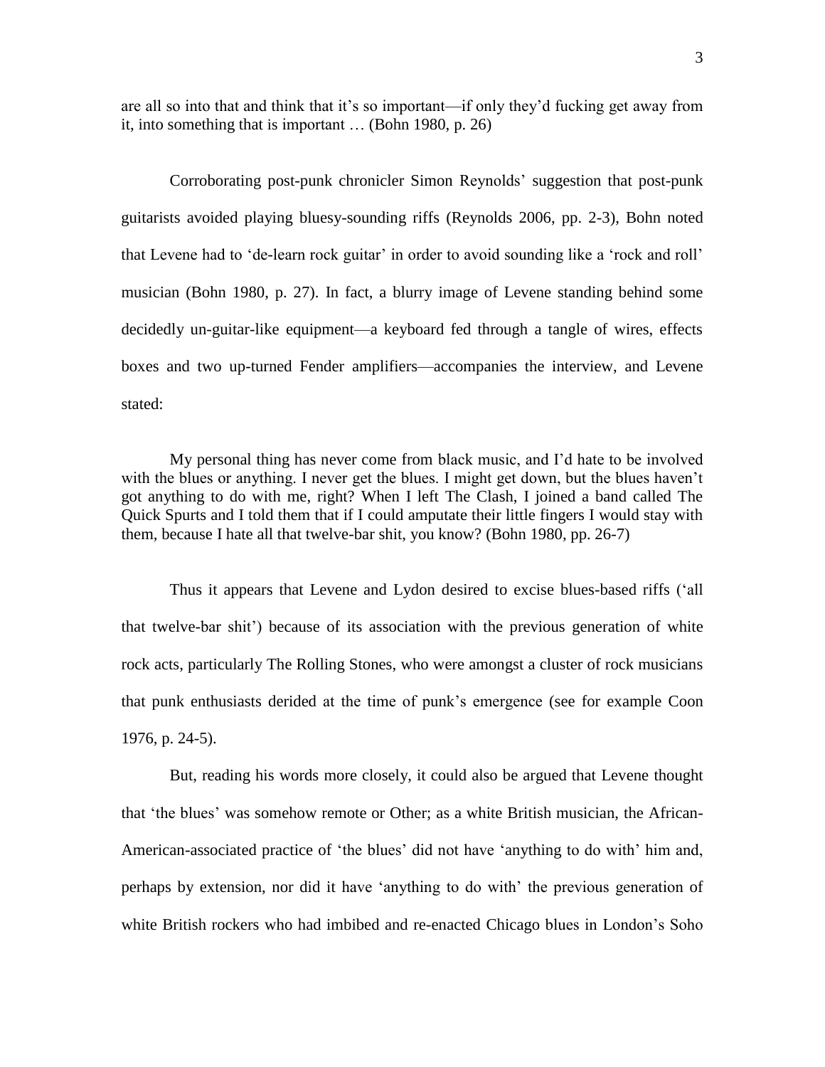are all so into that and think that it's so important—if only they'd fucking get away from it, into something that is important … (Bohn 1980, p. 26)

Corroborating post-punk chronicler Simon Reynolds' suggestion that post-punk guitarists avoided playing bluesy-sounding riffs (Reynolds 2006, pp. 2-3), Bohn noted that Levene had to 'de-learn rock guitar' in order to avoid sounding like a 'rock and roll' musician (Bohn 1980, p. 27). In fact, a blurry image of Levene standing behind some decidedly un-guitar-like equipment—a keyboard fed through a tangle of wires, effects boxes and two up-turned Fender amplifiers—accompanies the interview, and Levene stated:

> My personal thing has never come from black music, and I'd hate to be involved with the blues or anything. I never get the blues. I might get down, but the blues haven't got anything to do with me, right? When I left The Clash, I joined a band called The Quick Spurts and I told them that if I could amputate their little fingers I would stay with them, because I hate all that twelve-bar shit, you know? (Bohn 1980, pp. 26-7)

Thus it appears that Levene and Lydon desired to excise blues-based riffs ('all that twelve-bar shit') because of its association with the previous generation of white rock acts, particularly The Rolling Stones, who were amongst a cluster of rock musicians that punk enthusiasts derided at the time of punk's emergence (see for example Coon 1976, p. 24-5).

But, reading his words more closely, it could also be argued that Levene thought that 'the blues' was somehow remote or Other; as a white British musician, the African-American-associated practice of 'the blues' did not have 'anything to do with' him and, perhaps by extension, nor did it have 'anything to do with' the previous generation of white British rockers who had imbibed and re-enacted Chicago blues in London's Soho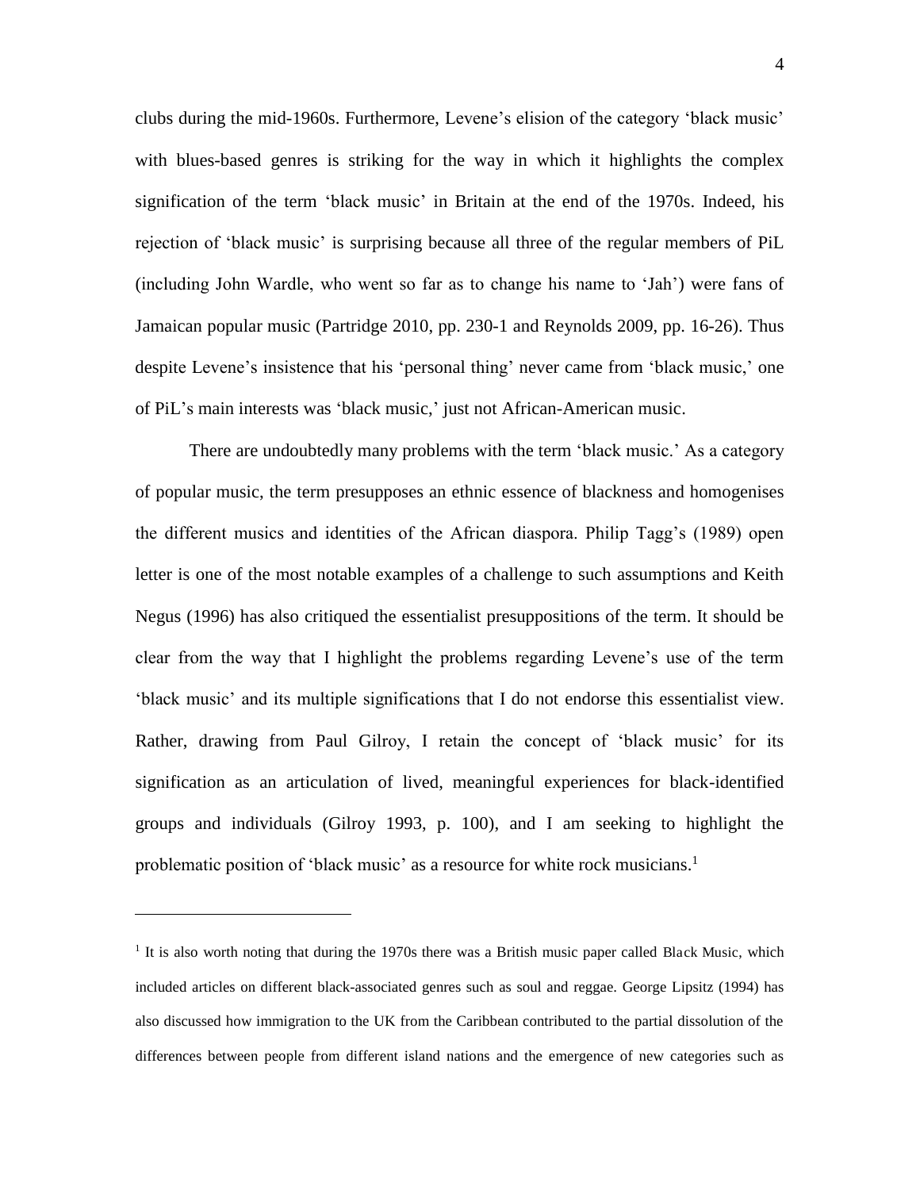clubs during the mid-1960s. Furthermore, Levene's elision of the category 'black music' with blues-based genres is striking for the way in which it highlights the complex signification of the term 'black music' in Britain at the end of the 1970s. Indeed, his rejection of 'black music' is surprising because all three of the regular members of PiL (including John Wardle, who went so far as to change his name to 'Jah') were fans of Jamaican popular music (Partridge 2010, pp. 230-1 and Reynolds 2009, pp. 16-26). Thus despite Levene's insistence that his 'personal thing' never came from 'black music,' one of PiL's main interests was 'black music,' just not African-American music.

There are undoubtedly many problems with the term 'black music.' As a category of popular music, the term presupposes an ethnic essence of blackness and homogenises the different musics and identities of the African diaspora. Philip Tagg's (1989) open letter is one of the most notable examples of a challenge to such assumptions and Keith Negus (1996) has also critiqued the essentialist presuppositions of the term. It should be clear from the way that I highlight the problems regarding Levene's use of the term 'black music' and its multiple significations that I do not endorse this essentialist view. Rather, drawing from Paul Gilroy, I retain the concept of 'black music' for its signification as an articulation of lived, meaningful experiences for black-identified groups and individuals (Gilroy 1993, p. 100), and I am seeking to highlight the problematic position of 'black music' as a resource for white rock musicians.[1]

---

[1] It is also worth noting that during the 1970s there was a British music paper called Black Music, which included articles on different black-associated genres such as soul and reggae. George Lipsitz (1994) has also discussed how immigration to the UK from the Caribbean contributed to the partial dissolution of the differences between people from different island nations and the emergence of new categories such as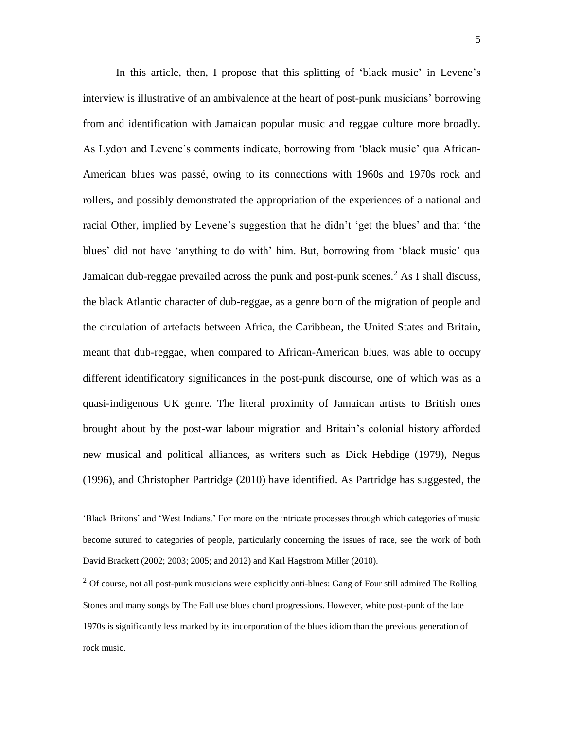In this article, then, I propose that this splitting of 'black music' in Levene's interview is illustrative of an ambivalence at the heart of post-punk musicians' borrowing from and identification with Jamaican popular music and reggae culture more broadly. As Lydon and Levene's comments indicate, borrowing from 'black music' qua African-American blues was passé, owing to its connections with 1960s and 1970s rock and rollers, and possibly demonstrated the appropriation of the experiences of a national and racial Other, implied by Levene's suggestion that he didn't 'get the blues' and that 'the blues' did not have 'anything to do with' him. But, borrowing from 'black music' qua Jamaican dub-reggae prevailed across the punk and post-punk scenes.[2] As I shall discuss, the black Atlantic character of dub-reggae, as a genre born of the migration of people and the circulation of artefacts between Africa, the Caribbean, the United States and Britain, meant that dub-reggae, when compared to African-American blues, was able to occupy different identificatory significances in the post-punk discourse, one of which was as a quasi-indigenous UK genre. The literal proximity of Jamaican artists to British ones brought about by the post-war labour migration and Britain's colonial history afforded new musical and political alliances, as writers such as Dick Hebdige (1979), Negus (1996), and Christopher Partridge (2010) have identified. As Partridge has suggested, the

---

'Black Britons' and 'West Indians.' For more on the intricate processes through which categories of music become sutured to categories of people, particularly concerning the issues of race, see the work of both David Brackett (2002; 2003; 2005; and 2012) and Karl Hagstrom Miller (2010).

[2] Of course, not all post-punk musicians were explicitly anti-blues: Gang of Four still admired The Rolling Stones and many songs by The Fall use blues chord progressions. However, white post-punk of the late 1970s is significantly less marked by its incorporation of the blues idiom than the previous generation of rock music.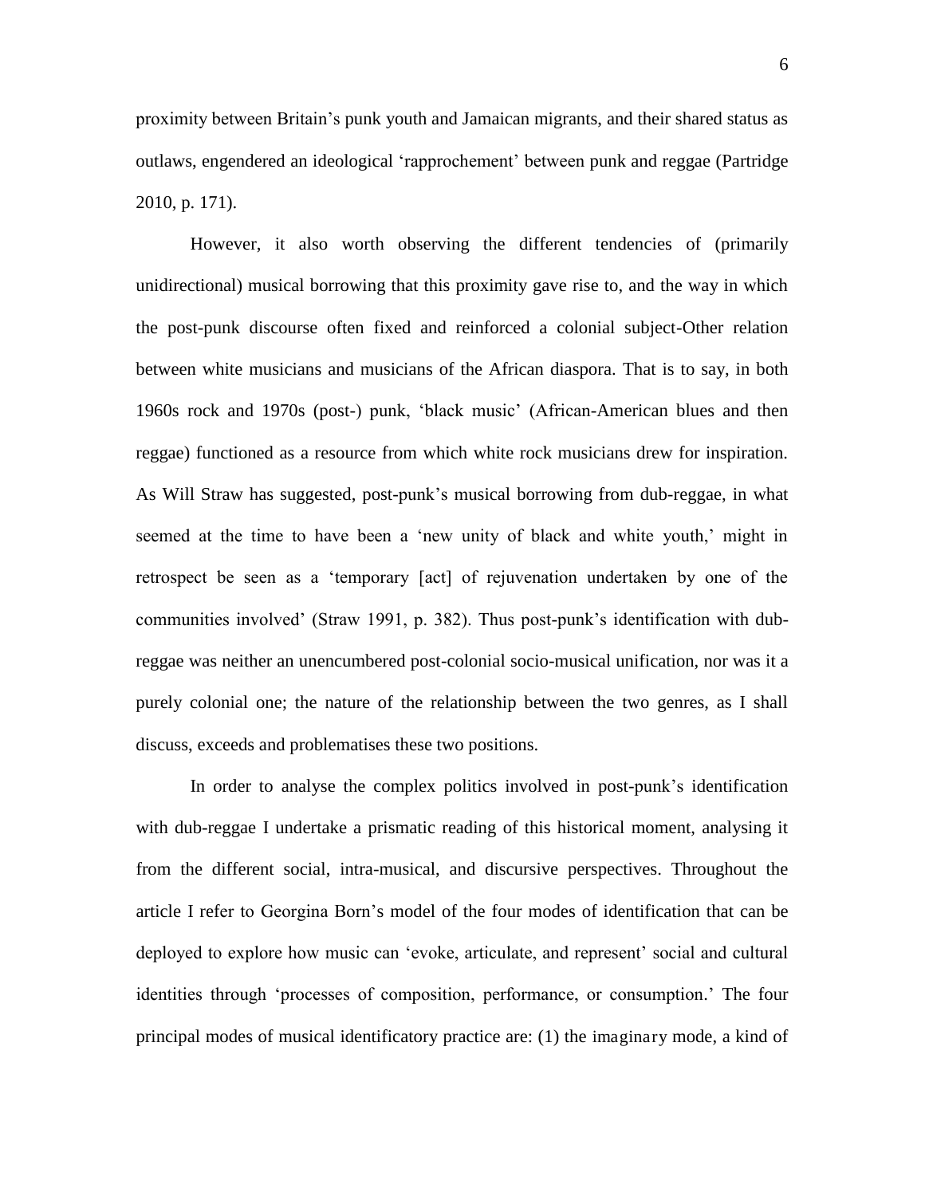proximity between Britain's punk youth and Jamaican migrants, and their shared status as outlaws, engendered an ideological 'rapprochement' between punk and reggae (Partridge 2010, p. 171).

However, it also worth observing the different tendencies of (primarily unidirectional) musical borrowing that this proximity gave rise to, and the way in which the post-punk discourse often fixed and reinforced a colonial subject-Other relation between white musicians and musicians of the African diaspora. That is to say, in both 1960s rock and 1970s (post-) punk, 'black music' (African-American blues and then reggae) functioned as a resource from which white rock musicians drew for inspiration. As Will Straw has suggested, post-punk's musical borrowing from dub-reggae, in what seemed at the time to have been a 'new unity of black and white youth,' might in retrospect be seen as a 'temporary [act] of rejuvenation undertaken by one of the communities involved' (Straw 1991, p. 382). Thus post-punk's identification with dub-reggae was neither an unencumbered post-colonial socio-musical unification, nor was it a purely colonial one; the nature of the relationship between the two genres, as I shall discuss, exceeds and problematises these two positions.

In order to analyse the complex politics involved in post-punk's identification with dub-reggae I undertake a prismatic reading of this historical moment, analysing it from the different social, intra-musical, and discursive perspectives. Throughout the article I refer to Georgina Born's model of the four modes of identification that can be deployed to explore how music can 'evoke, articulate, and represent' social and cultural identities through 'processes of composition, performance, or consumption.' The four principal modes of musical identificatory practice are: (1) the imaginary mode, a kind of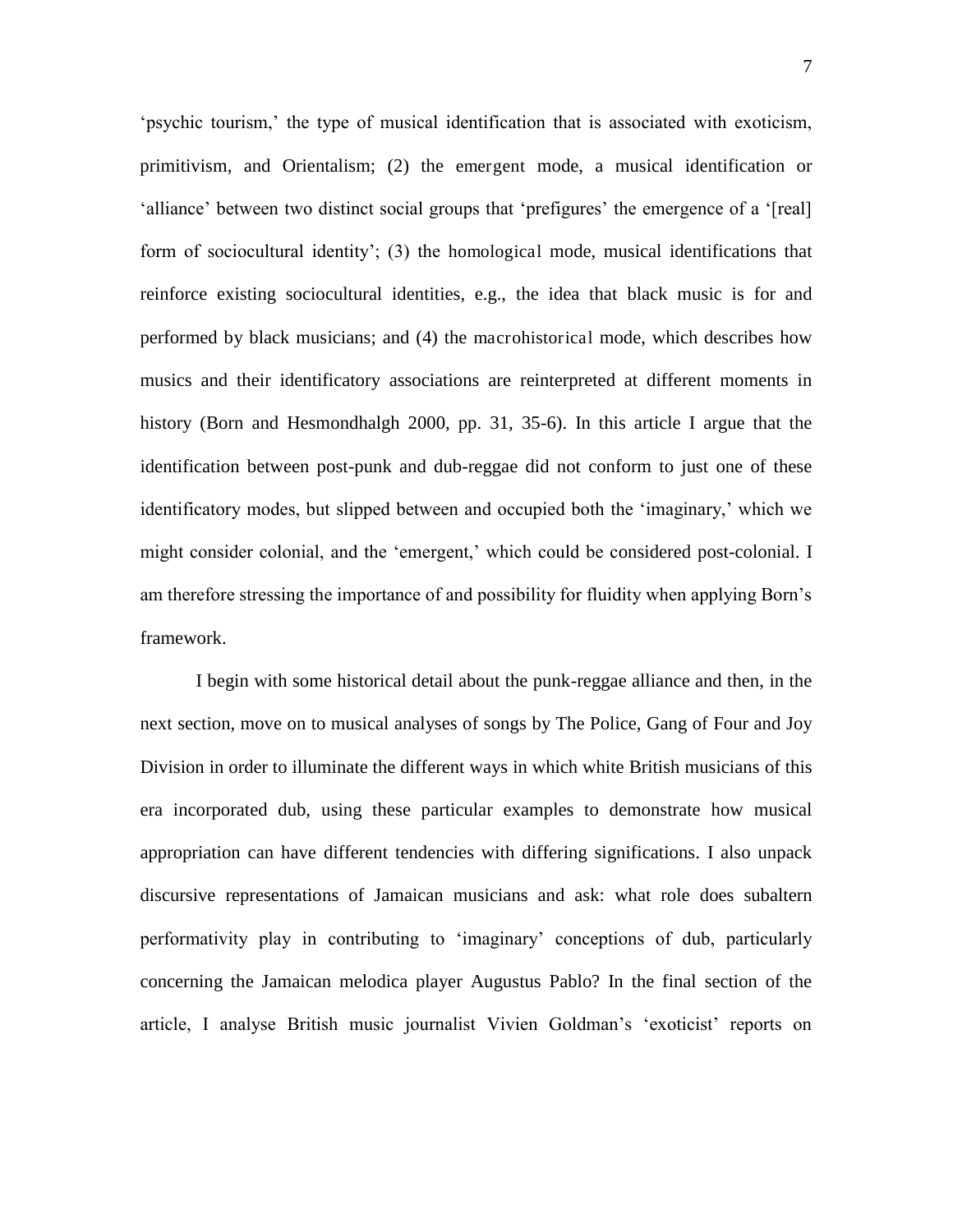'psychic tourism,' the type of musical identification that is associated with exoticism, primitivism, and Orientalism; (2) the emergent mode, a musical identification or 'alliance' between two distinct social groups that 'prefigures' the emergence of a '[real] form of sociocultural identity'; (3) the homological mode, musical identifications that reinforce existing sociocultural identities, e.g., the idea that black music is for and performed by black musicians; and (4) the macrohistorical mode, which describes how musics and their identificatory associations are reinterpreted at different moments in history (Born and Hesmondhalgh 2000, pp. 31, 35-6). In this article I argue that the identification between post-punk and dub-reggae did not conform to just one of these identificatory modes, but slipped between and occupied both the 'imaginary,' which we might consider colonial, and the 'emergent,' which could be considered post-colonial. I am therefore stressing the importance of and possibility for fluidity when applying Born's framework.

I begin with some historical detail about the punk-reggae alliance and then, in the next section, move on to musical analyses of songs by The Police, Gang of Four and Joy Division in order to illuminate the different ways in which white British musicians of this era incorporated dub, using these particular examples to demonstrate how musical appropriation can have different tendencies with differing significations. I also unpack discursive representations of Jamaican musicians and ask: what role does subaltern performativity play in contributing to 'imaginary' conceptions of dub, particularly concerning the Jamaican melodica player Augustus Pablo? In the final section of the article, I analyse British music journalist Vivien Goldman's 'exoticist' reports on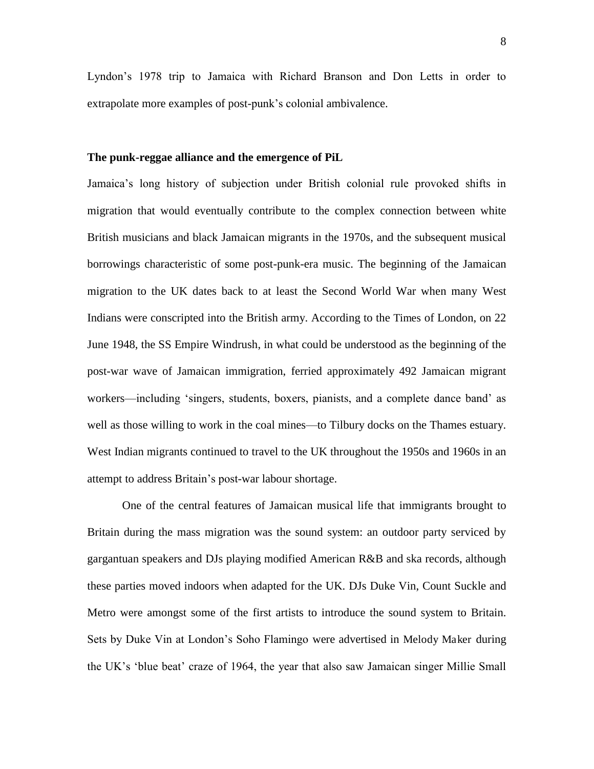Lyndon's 1978 trip to Jamaica with Richard Branson and Don Letts in order to extrapolate more examples of post-punk's colonial ambivalence.

### The punk-reggae alliance and the emergence of PiL

Jamaica's long history of subjection under British colonial rule provoked shifts in migration that would eventually contribute to the complex connection between white British musicians and black Jamaican migrants in the 1970s, and the subsequent musical borrowings characteristic of some post-punk-era music. The beginning of the Jamaican migration to the UK dates back to at least the Second World War when many West Indians were conscripted into the British army. According to the Times of London, on 22 June 1948, the SS Empire Windrush, in what could be understood as the beginning of the post-war wave of Jamaican immigration, ferried approximately 492 Jamaican migrant workers—including 'singers, students, boxers, pianists, and a complete dance band' as well as those willing to work in the coal mines—to Tilbury docks on the Thames estuary. West Indian migrants continued to travel to the UK throughout the 1950s and 1960s in an attempt to address Britain's post-war labour shortage.

One of the central features of Jamaican musical life that immigrants brought to Britain during the mass migration was the sound system: an outdoor party serviced by gargantuan speakers and DJs playing modified American R&B and ska records, although these parties moved indoors when adapted for the UK. DJs Duke Vin, Count Suckle and Metro were amongst some of the first artists to introduce the sound system to Britain. Sets by Duke Vin at London's Soho Flamingo were advertised in Melody Maker during the UK's 'blue beat' craze of 1964, the year that also saw Jamaican singer Millie Small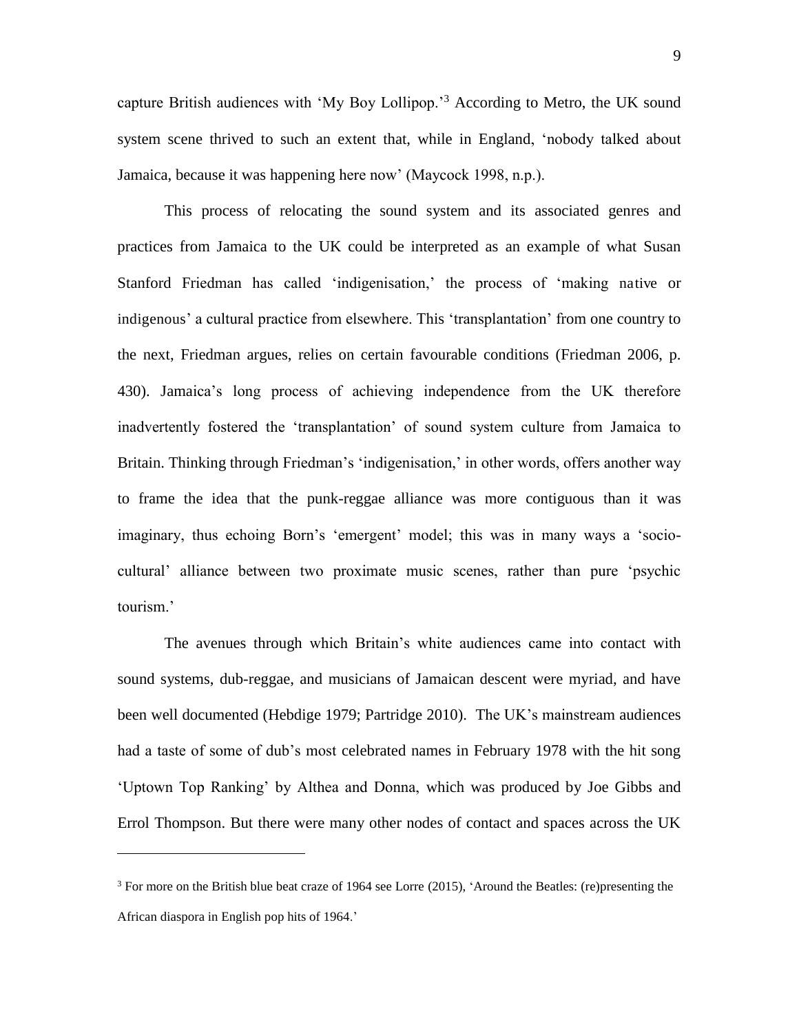capture British audiences with 'My Boy Lollipop.'[3] According to Metro, the UK sound system scene thrived to such an extent that, while in England, 'nobody talked about Jamaica, because it was happening here now' (Maycock 1998, n.p.).

This process of relocating the sound system and its associated genres and practices from Jamaica to the UK could be interpreted as an example of what Susan Stanford Friedman has called 'indigenisation,' the process of 'making native or indigenous' a cultural practice from elsewhere. This 'transplantation' from one country to the next, Friedman argues, relies on certain favourable conditions (Friedman 2006, p. 430). Jamaica's long process of achieving independence from the UK therefore inadvertently fostered the 'transplantation' of sound system culture from Jamaica to Britain. Thinking through Friedman's 'indigenisation,' in other words, offers another way to frame the idea that the punk-reggae alliance was more contiguous than it was imaginary, thus echoing Born's 'emergent' model; this was in many ways a 'socio-cultural' alliance between two proximate music scenes, rather than pure 'psychic tourism.'

The avenues through which Britain's white audiences came into contact with sound systems, dub-reggae, and musicians of Jamaican descent were myriad, and have been well documented (Hebdige 1979; Partridge 2010). The UK's mainstream audiences had a taste of some of dub's most celebrated names in February 1978 with the hit song 'Uptown Top Ranking' by Althea and Donna, which was produced by Joe Gibbs and Errol Thompson. But there were many other nodes of contact and spaces across the UK

---

[3] For more on the British blue beat craze of 1964 see Lorre (2015), 'Around the Beatles: (re)presenting the African diaspora in English pop hits of 1964.'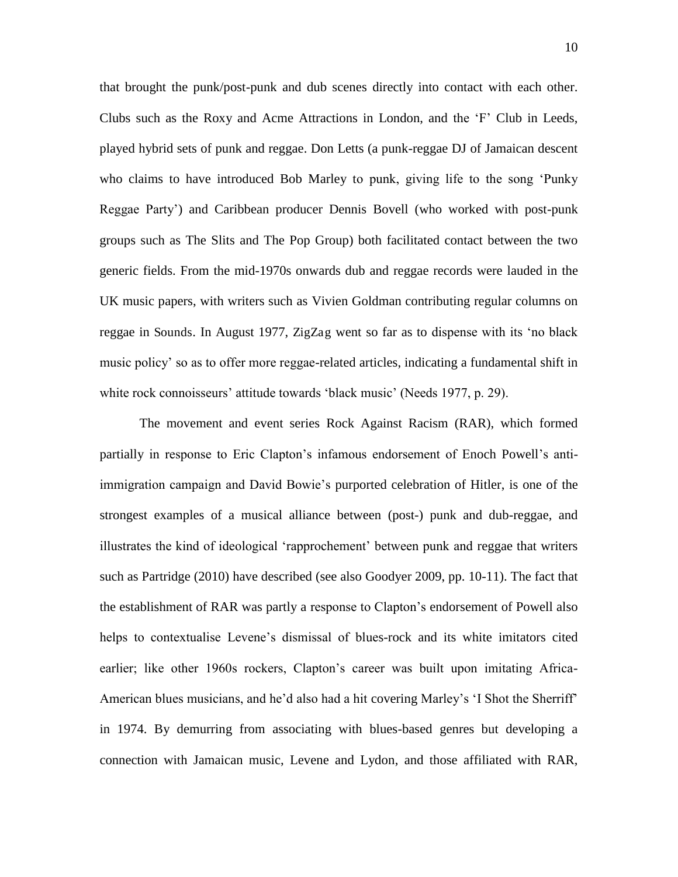that brought the punk/post-punk and dub scenes directly into contact with each other. Clubs such as the Roxy and Acme Attractions in London, and the 'F' Club in Leeds, played hybrid sets of punk and reggae. Don Letts (a punk-reggae DJ of Jamaican descent who claims to have introduced Bob Marley to punk, giving life to the song 'Punky Reggae Party') and Caribbean producer Dennis Bovell (who worked with post-punk groups such as The Slits and The Pop Group) both facilitated contact between the two generic fields. From the mid-1970s onwards dub and reggae records were lauded in the UK music papers, with writers such as Vivien Goldman contributing regular columns on reggae in Sounds. In August 1977, ZigZag went so far as to dispense with its 'no black music policy' so as to offer more reggae-related articles, indicating a fundamental shift in white rock connoisseurs' attitude towards 'black music' (Needs 1977, p. 29).

The movement and event series Rock Against Racism (RAR), which formed partially in response to Eric Clapton's infamous endorsement of Enoch Powell's anti-immigration campaign and David Bowie's purported celebration of Hitler, is one of the strongest examples of a musical alliance between (post-) punk and dub-reggae, and illustrates the kind of ideological 'rapprochement' between punk and reggae that writers such as Partridge (2010) have described (see also Goodyer 2009, pp. 10-11). The fact that the establishment of RAR was partly a response to Clapton's endorsement of Powell also helps to contextualise Levene's dismissal of blues-rock and its white imitators cited earlier; like other 1960s rockers, Clapton's career was built upon imitating Africa-American blues musicians, and he'd also had a hit covering Marley's 'I Shot the Sherriff' in 1974. By demurring from associating with blues-based genres but developing a connection with Jamaican music, Levene and Lydon, and those affiliated with RAR,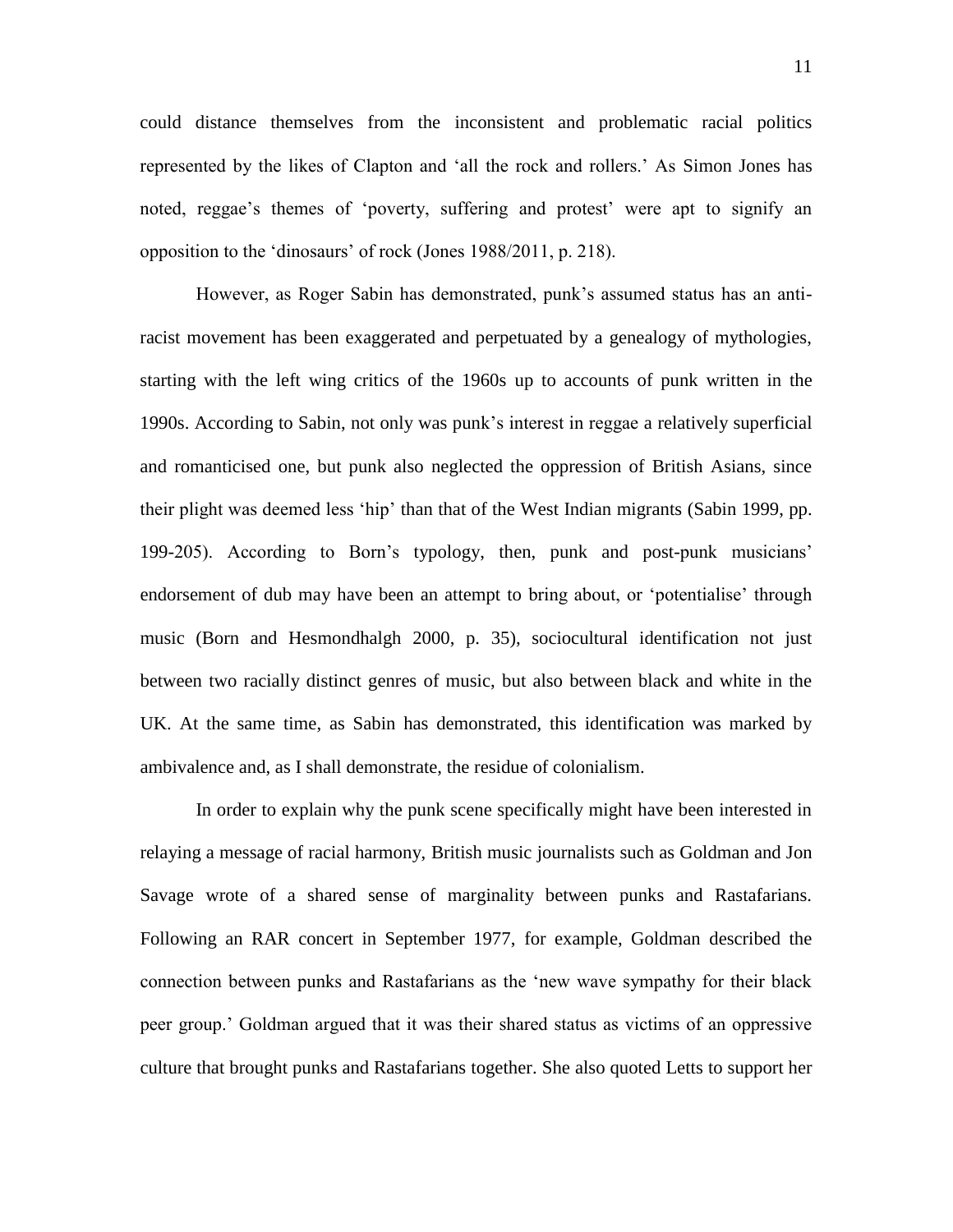could distance themselves from the inconsistent and problematic racial politics represented by the likes of Clapton and 'all the rock and rollers.' As Simon Jones has noted, reggae's themes of 'poverty, suffering and protest' were apt to signify an opposition to the 'dinosaurs' of rock (Jones 1988/2011, p. 218).

However, as Roger Sabin has demonstrated, punk's assumed status has an anti-racist movement has been exaggerated and perpetuated by a genealogy of mythologies, starting with the left wing critics of the 1960s up to accounts of punk written in the 1990s. According to Sabin, not only was punk's interest in reggae a relatively superficial and romanticised one, but punk also neglected the oppression of British Asians, since their plight was deemed less 'hip' than that of the West Indian migrants (Sabin 1999, pp. 199-205). According to Born's typology, then, punk and post-punk musicians' endorsement of dub may have been an attempt to bring about, or 'potentialise' through music (Born and Hesmondhalgh 2000, p. 35), sociocultural identification not just between two racially distinct genres of music, but also between black and white in the UK. At the same time, as Sabin has demonstrated, this identification was marked by ambivalence and, as I shall demonstrate, the residue of colonialism.

In order to explain why the punk scene specifically might have been interested in relaying a message of racial harmony, British music journalists such as Goldman and Jon Savage wrote of a shared sense of marginality between punks and Rastafarians. Following an RAR concert in September 1977, for example, Goldman described the connection between punks and Rastafarians as the 'new wave sympathy for their black peer group.' Goldman argued that it was their shared status as victims of an oppressive culture that brought punks and Rastafarians together. She also quoted Letts to support her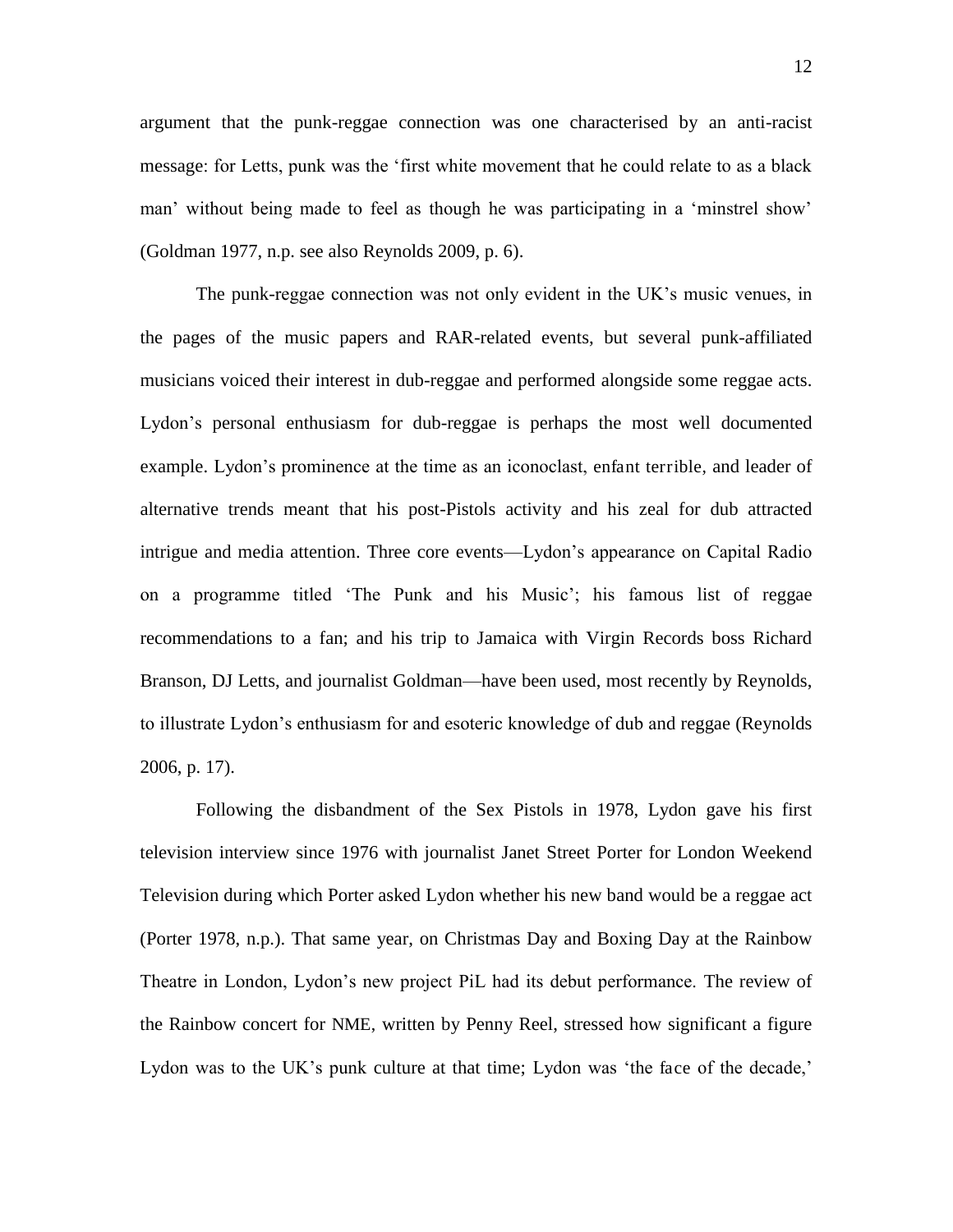argument that the punk-reggae connection was one characterised by an anti-racist message: for Letts, punk was the 'first white movement that he could relate to as a black man' without being made to feel as though he was participating in a 'minstrel show' (Goldman 1977, n.p. see also Reynolds 2009, p. 6).

The punk-reggae connection was not only evident in the UK's music venues, in the pages of the music papers and RAR-related events, but several punk-affiliated musicians voiced their interest in dub-reggae and performed alongside some reggae acts. Lydon's personal enthusiasm for dub-reggae is perhaps the most well documented example. Lydon's prominence at the time as an iconoclast, enfant terrible, and leader of alternative trends meant that his post-Pistols activity and his zeal for dub attracted intrigue and media attention. Three core events—Lydon's appearance on Capital Radio on a programme titled 'The Punk and his Music'; his famous list of reggae recommendations to a fan; and his trip to Jamaica with Virgin Records boss Richard Branson, DJ Letts, and journalist Goldman—have been used, most recently by Reynolds, to illustrate Lydon's enthusiasm for and esoteric knowledge of dub and reggae (Reynolds 2006, p. 17).

Following the disbandment of the Sex Pistols in 1978, Lydon gave his first television interview since 1976 with journalist Janet Street Porter for London Weekend Television during which Porter asked Lydon whether his new band would be a reggae act (Porter 1978, n.p.). That same year, on Christmas Day and Boxing Day at the Rainbow Theatre in London, Lydon's new project PiL had its debut performance. The review of the Rainbow concert for NME, written by Penny Reel, stressed how significant a figure Lydon was to the UK's punk culture at that time; Lydon was 'the face of the decade,'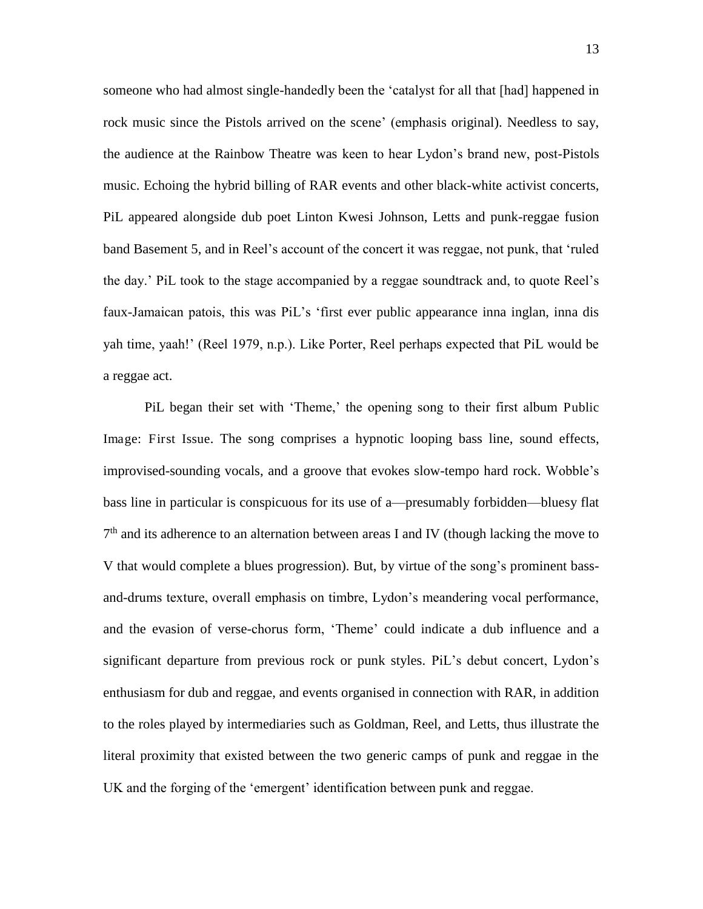someone who had almost single-handedly been the 'catalyst for all that [had] happened in rock music since the Pistols arrived on the scene' (emphasis original). Needless to say, the audience at the Rainbow Theatre was keen to hear Lydon's brand new, post-Pistols music. Echoing the hybrid billing of RAR events and other black-white activist concerts, PiL appeared alongside dub poet Linton Kwesi Johnson, Letts and punk-reggae fusion band Basement 5, and in Reel's account of the concert it was reggae, not punk, that 'ruled the day.' PiL took to the stage accompanied by a reggae soundtrack and, to quote Reel's faux-Jamaican patois, this was PiL's 'first ever public appearance inna inglan, inna dis yah time, yaah!' (Reel 1979, n.p.). Like Porter, Reel perhaps expected that PiL would be a reggae act.

PiL began their set with 'Theme,' the opening song to their first album Public Image: First Issue. The song comprises a hypnotic looping bass line, sound effects, improvised-sounding vocals, and a groove that evokes slow-tempo hard rock. Wobble's bass line in particular is conspicuous for its use of a—presumably forbidden—bluesy flat 7th and its adherence to an alternation between areas I and IV (though lacking the move to V that would complete a blues progression). But, by virtue of the song's prominent bass-and-drums texture, overall emphasis on timbre, Lydon's meandering vocal performance, and the evasion of verse-chorus form, 'Theme' could indicate a dub influence and a significant departure from previous rock or punk styles. PiL's debut concert, Lydon's enthusiasm for dub and reggae, and events organised in connection with RAR, in addition to the roles played by intermediaries such as Goldman, Reel, and Letts, thus illustrate the literal proximity that existed between the two generic camps of punk and reggae in the UK and the forging of the 'emergent' identification between punk and reggae.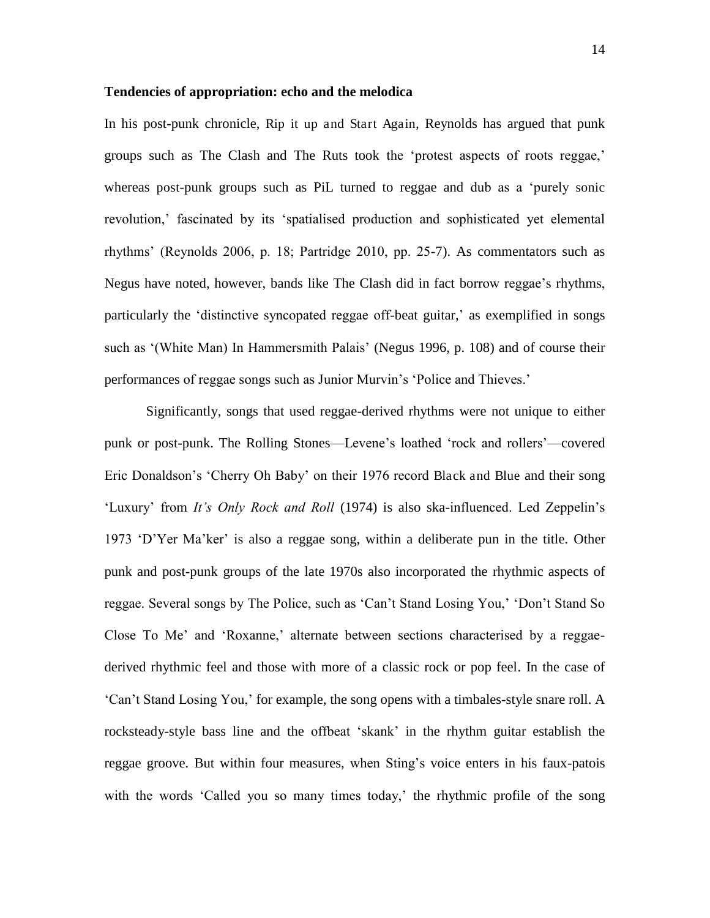**Tendencies of appropriation: echo and the melodica**

In his post-punk chronicle, Rip it up and Start Again, Reynolds has argued that punk groups such as The Clash and The Ruts took the 'protest aspects of roots reggae,' whereas post-punk groups such as PiL turned to reggae and dub as a 'purely sonic revolution,' fascinated by its 'spatialised production and sophisticated yet elemental rhythms' (Reynolds 2006, p. 18; Partridge 2010, pp. 25-7). As commentators such as Negus have noted, however, bands like The Clash did in fact borrow reggae's rhythms, particularly the 'distinctive syncopated reggae off-beat guitar,' as exemplified in songs such as '(White Man) In Hammersmith Palais' (Negus 1996, p. 108) and of course their performances of reggae songs such as Junior Murvin's 'Police and Thieves.'

Significantly, songs that used reggae-derived rhythms were not unique to either punk or post-punk. The Rolling Stones—Levene's loathed 'rock and rollers'—covered Eric Donaldson's 'Cherry Oh Baby' on their 1976 record Black and Blue and their song 'Luxury' from *It's Only Rock and Roll* (1974) is also ska-influenced. Led Zeppelin's 1973 'D'Yer Ma'ker' is also a reggae song, within a deliberate pun in the title. Other punk and post-punk groups of the late 1970s also incorporated the rhythmic aspects of reggae. Several songs by The Police, such as 'Can't Stand Losing You,' 'Don't Stand So Close To Me' and 'Roxanne,' alternate between sections characterised by a reggae-derived rhythmic feel and those with more of a classic rock or pop feel. In the case of 'Can't Stand Losing You,' for example, the song opens with a timbales-style snare roll. A rocksteady-style bass line and the offbeat 'skank' in the rhythm guitar establish the reggae groove. But within four measures, when Sting's voice enters in his faux-patois with the words 'Called you so many times today,' the rhythmic profile of the song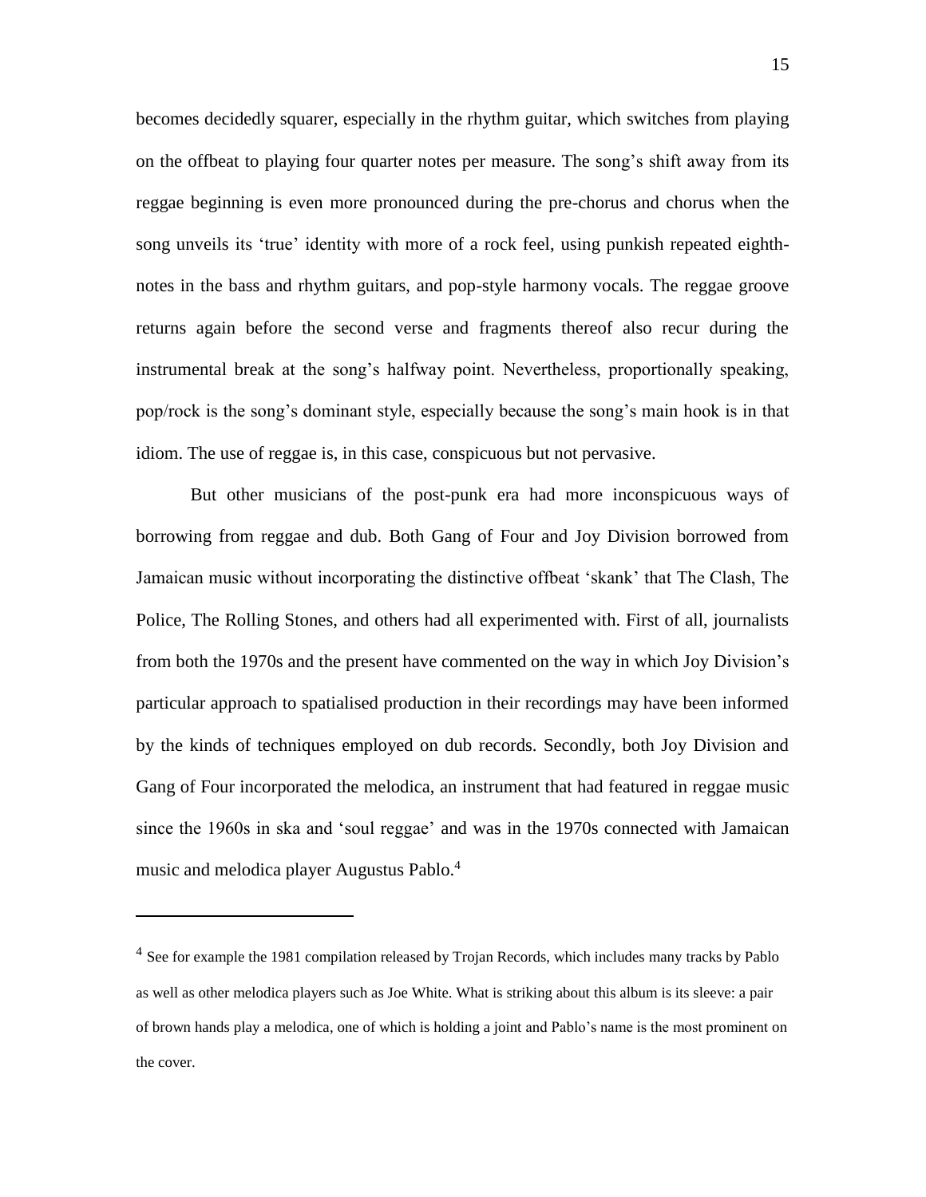becomes decidedly squarer, especially in the rhythm guitar, which switches from playing on the offbeat to playing four quarter notes per measure. The song's shift away from its reggae beginning is even more pronounced during the pre-chorus and chorus when the song unveils its 'true' identity with more of a rock feel, using punkish repeated eighth-notes in the bass and rhythm guitars, and pop-style harmony vocals. The reggae groove returns again before the second verse and fragments thereof also recur during the instrumental break at the song's halfway point. Nevertheless, proportionally speaking, pop/rock is the song's dominant style, especially because the song's main hook is in that idiom. The use of reggae is, in this case, conspicuous but not pervasive.

But other musicians of the post-punk era had more inconspicuous ways of borrowing from reggae and dub. Both Gang of Four and Joy Division borrowed from Jamaican music without incorporating the distinctive offbeat 'skank' that The Clash, The Police, The Rolling Stones, and others had all experimented with. First of all, journalists from both the 1970s and the present have commented on the way in which Joy Division's particular approach to spatialised production in their recordings may have been informed by the kinds of techniques employed on dub records. Secondly, both Joy Division and Gang of Four incorporated the melodica, an instrument that had featured in reggae music since the 1960s in ska and 'soul reggae' and was in the 1970s connected with Jamaican music and melodica player Augustus Pablo.[4]

---

[4] See for example the 1981 compilation released by Trojan Records, which includes many tracks by Pablo as well as other melodica players such as Joe White. What is striking about this album is its sleeve: a pair of brown hands play a melodica, one of which is holding a joint and Pablo's name is the most prominent on the cover.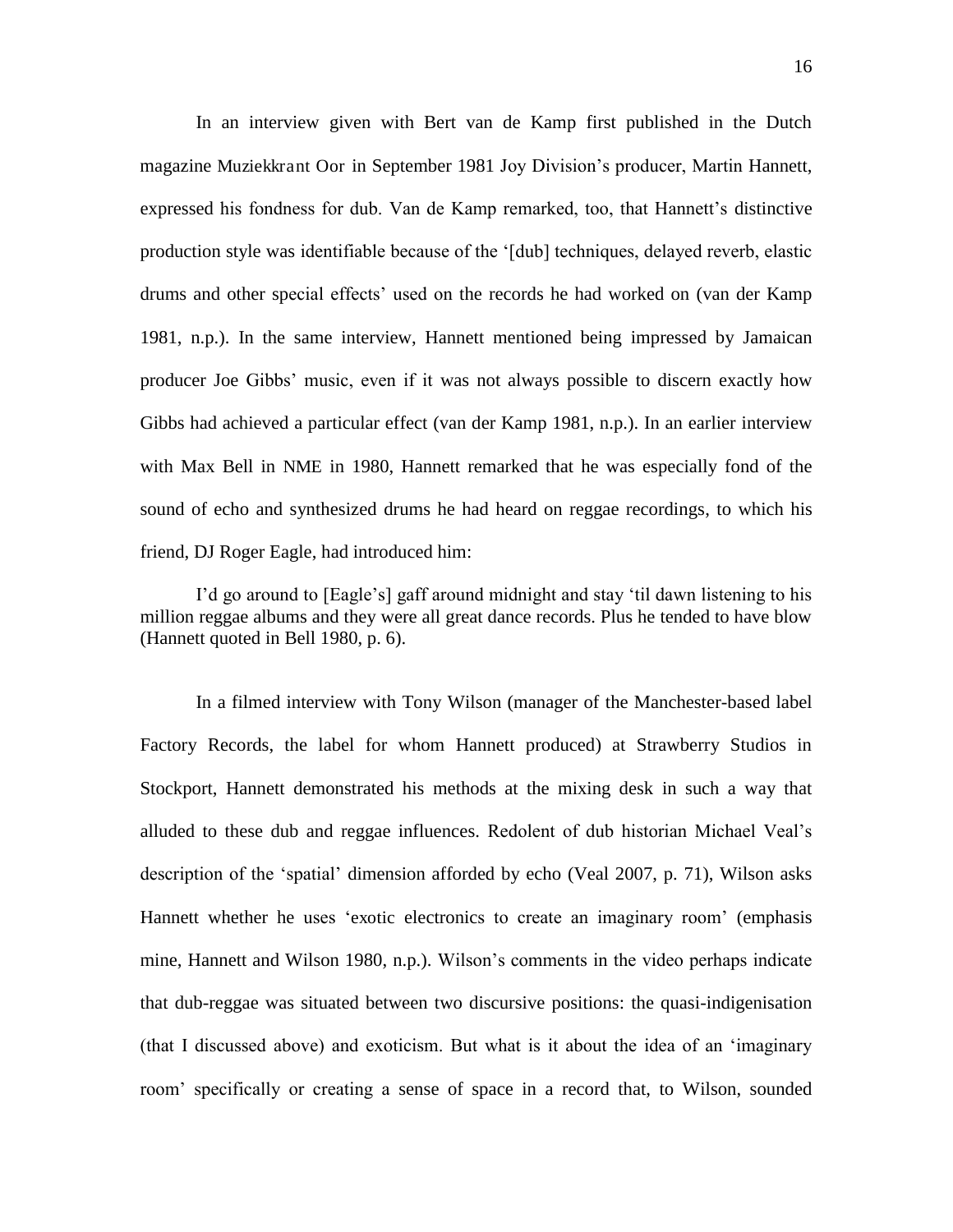In an interview given with Bert van de Kamp first published in the Dutch magazine Muziekkrant Oor in September 1981 Joy Division's producer, Martin Hannett, expressed his fondness for dub. Van de Kamp remarked, too, that Hannett's distinctive production style was identifiable because of the '[dub] techniques, delayed reverb, elastic drums and other special effects' used on the records he had worked on (van der Kamp 1981, n.p.). In the same interview, Hannett mentioned being impressed by Jamaican producer Joe Gibbs' music, even if it was not always possible to discern exactly how Gibbs had achieved a particular effect (van der Kamp 1981, n.p.). In an earlier interview with Max Bell in NME in 1980, Hannett remarked that he was especially fond of the sound of echo and synthesized drums he had heard on reggae recordings, to which his friend, DJ Roger Eagle, had introduced him:

> I'd go around to [Eagle's] gaff around midnight and stay 'til dawn listening to his million reggae albums and they were all great dance records. Plus he tended to have blow (Hannett quoted in Bell 1980, p. 6).

In a filmed interview with Tony Wilson (manager of the Manchester-based label Factory Records, the label for whom Hannett produced) at Strawberry Studios in Stockport, Hannett demonstrated his methods at the mixing desk in such a way that alluded to these dub and reggae influences. Redolent of dub historian Michael Veal's description of the 'spatial' dimension afforded by echo (Veal 2007, p. 71), Wilson asks Hannett whether he uses 'exotic electronics to create an imaginary room' (emphasis mine, Hannett and Wilson 1980, n.p.). Wilson's comments in the video perhaps indicate that dub-reggae was situated between two discursive positions: the quasi-indigenisation (that I discussed above) and exoticism. But what is it about the idea of an 'imaginary room' specifically or creating a sense of space in a record that, to Wilson, sounded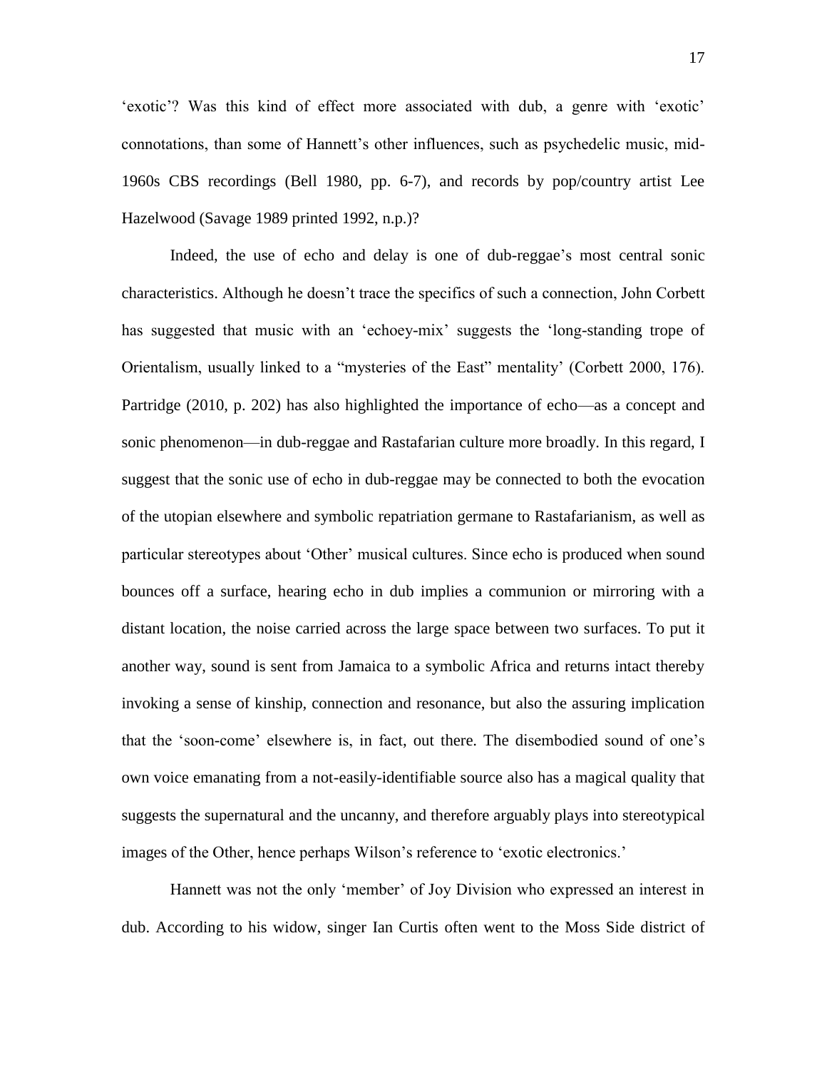'exotic'? Was this kind of effect more associated with dub, a genre with 'exotic' connotations, than some of Hannett's other influences, such as psychedelic music, mid-1960s CBS recordings (Bell 1980, pp. 6-7), and records by pop/country artist Lee Hazelwood (Savage 1989 printed 1992, n.p.)?

Indeed, the use of echo and delay is one of dub-reggae's most central sonic characteristics. Although he doesn't trace the specifics of such a connection, John Corbett has suggested that music with an 'echoey-mix' suggests the 'long-standing trope of Orientalism, usually linked to a "mysteries of the East" mentality' (Corbett 2000, 176). Partridge (2010, p. 202) has also highlighted the importance of echo—as a concept and sonic phenomenon—in dub-reggae and Rastafarian culture more broadly. In this regard, I suggest that the sonic use of echo in dub-reggae may be connected to both the evocation of the utopian elsewhere and symbolic repatriation germane to Rastafarianism, as well as particular stereotypes about 'Other' musical cultures. Since echo is produced when sound bounces off a surface, hearing echo in dub implies a communion or mirroring with a distant location, the noise carried across the large space between two surfaces. To put it another way, sound is sent from Jamaica to a symbolic Africa and returns intact thereby invoking a sense of kinship, connection and resonance, but also the assuring implication that the 'soon-come' elsewhere is, in fact, out there. The disembodied sound of one's own voice emanating from a not-easily-identifiable source also has a magical quality that suggests the supernatural and the uncanny, and therefore arguably plays into stereotypical images of the Other, hence perhaps Wilson's reference to 'exotic electronics.'

Hannett was not the only 'member' of Joy Division who expressed an interest in dub. According to his widow, singer Ian Curtis often went to the Moss Side district of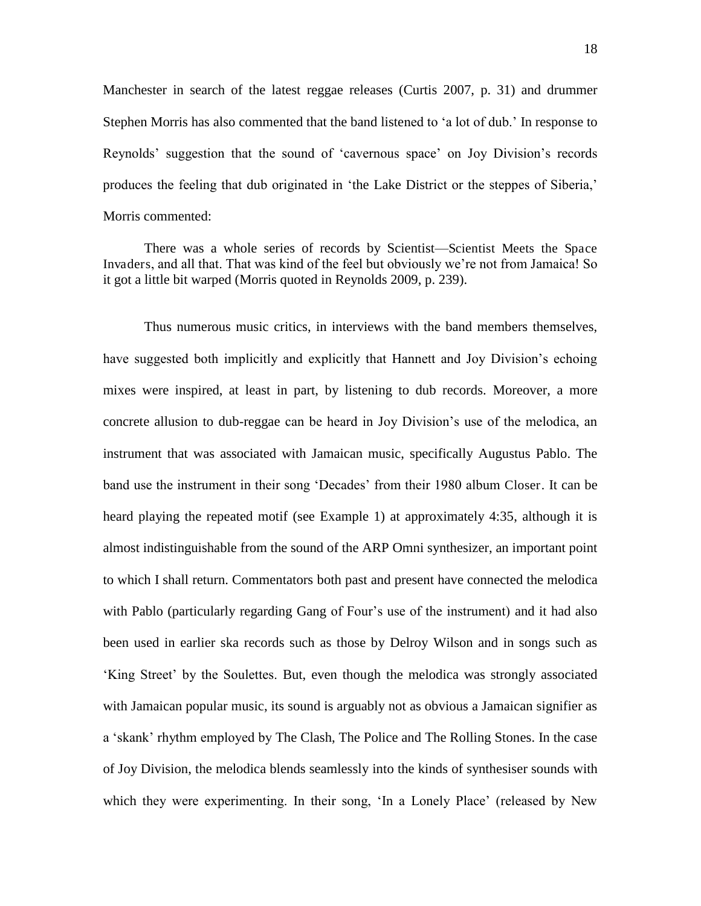Manchester in search of the latest reggae releases (Curtis 2007, p. 31) and drummer Stephen Morris has also commented that the band listened to 'a lot of dub.' In response to Reynolds' suggestion that the sound of 'cavernous space' on Joy Division's records produces the feeling that dub originated in 'the Lake District or the steppes of Siberia,' Morris commented:

> There was a whole series of records by Scientist—Scientist Meets the Space Invaders, and all that. That was kind of the feel but obviously we're not from Jamaica! So it got a little bit warped (Morris quoted in Reynolds 2009, p. 239).

Thus numerous music critics, in interviews with the band members themselves, have suggested both implicitly and explicitly that Hannett and Joy Division's echoing mixes were inspired, at least in part, by listening to dub records. Moreover, a more concrete allusion to dub-reggae can be heard in Joy Division's use of the melodica, an instrument that was associated with Jamaican music, specifically Augustus Pablo. The band use the instrument in their song 'Decades' from their 1980 album Closer. It can be heard playing the repeated motif (see Example 1) at approximately 4:35, although it is almost indistinguishable from the sound of the ARP Omni synthesizer, an important point to which I shall return. Commentators both past and present have connected the melodica with Pablo (particularly regarding Gang of Four's use of the instrument) and it had also been used in earlier ska records such as those by Delroy Wilson and in songs such as 'King Street' by the Soulettes. But, even though the melodica was strongly associated with Jamaican popular music, its sound is arguably not as obvious a Jamaican signifier as a 'skank' rhythm employed by The Clash, The Police and The Rolling Stones. In the case of Joy Division, the melodica blends seamlessly into the kinds of synthesiser sounds with which they were experimenting. In their song, 'In a Lonely Place' (released by New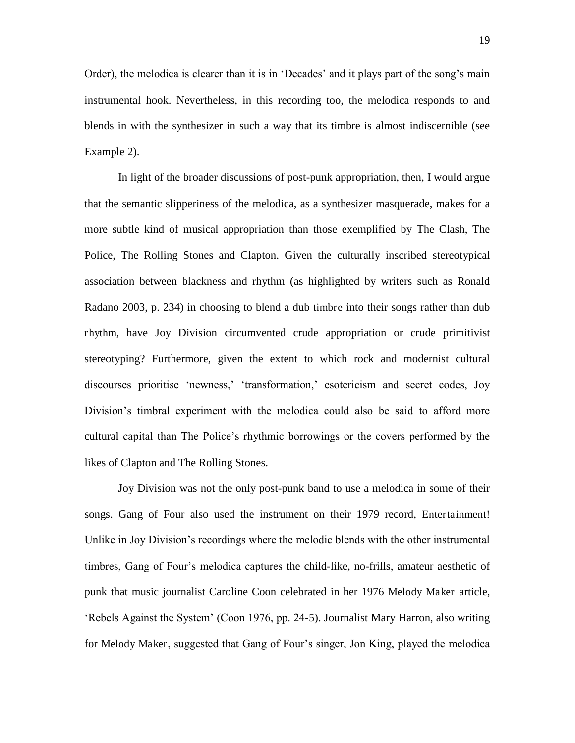Order), the melodica is clearer than it is in 'Decades' and it plays part of the song's main instrumental hook. Nevertheless, in this recording too, the melodica responds to and blends in with the synthesizer in such a way that its timbre is almost indiscernible (see Example 2).

In light of the broader discussions of post-punk appropriation, then, I would argue that the semantic slipperiness of the melodica, as a synthesizer masquerade, makes for a more subtle kind of musical appropriation than those exemplified by The Clash, The Police, The Rolling Stones and Clapton. Given the culturally inscribed stereotypical association between blackness and rhythm (as highlighted by writers such as Ronald Radano 2003, p. 234) in choosing to blend a dub timbre into their songs rather than dub rhythm, have Joy Division circumvented crude appropriation or crude primitivist stereotyping? Furthermore, given the extent to which rock and modernist cultural discourses prioritise 'newness,' 'transformation,' esotericism and secret codes, Joy Division's timbral experiment with the melodica could also be said to afford more cultural capital than The Police's rhythmic borrowings or the covers performed by the likes of Clapton and The Rolling Stones.

Joy Division was not the only post-punk band to use a melodica in some of their songs. Gang of Four also used the instrument on their 1979 record, Entertainment! Unlike in Joy Division's recordings where the melodic blends with the other instrumental timbres, Gang of Four's melodica captures the child-like, no-frills, amateur aesthetic of punk that music journalist Caroline Coon celebrated in her 1976 Melody Maker article, 'Rebels Against the System' (Coon 1976, pp. 24-5). Journalist Mary Harron, also writing for Melody Maker, suggested that Gang of Four's singer, Jon King, played the melodica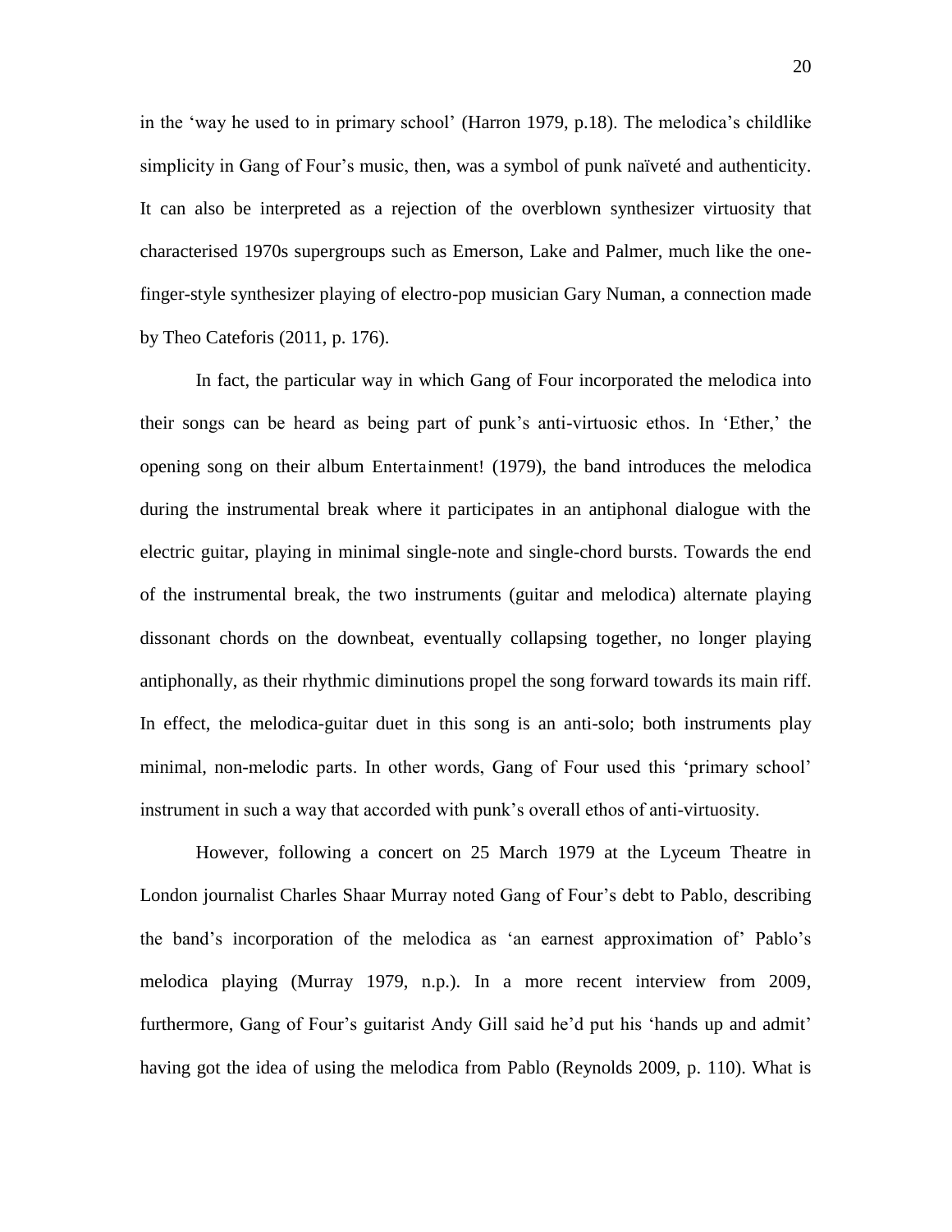in the 'way he used to in primary school' (Harron 1979, p.18). The melodica's childlike simplicity in Gang of Four's music, then, was a symbol of punk naïveté and authenticity. It can also be interpreted as a rejection of the overblown synthesizer virtuosity that characterised 1970s supergroups such as Emerson, Lake and Palmer, much like the one-finger-style synthesizer playing of electro-pop musician Gary Numan, a connection made by Theo Cateforis (2011, p. 176).

In fact, the particular way in which Gang of Four incorporated the melodica into their songs can be heard as being part of punk's anti-virtuosic ethos. In 'Ether,' the opening song on their album Entertainment! (1979), the band introduces the melodica during the instrumental break where it participates in an antiphonal dialogue with the electric guitar, playing in minimal single-note and single-chord bursts. Towards the end of the instrumental break, the two instruments (guitar and melodica) alternate playing dissonant chords on the downbeat, eventually collapsing together, no longer playing antiphonally, as their rhythmic diminutions propel the song forward towards its main riff. In effect, the melodica-guitar duet in this song is an anti-solo; both instruments play minimal, non-melodic parts. In other words, Gang of Four used this 'primary school' instrument in such a way that accorded with punk's overall ethos of anti-virtuosity.

However, following a concert on 25 March 1979 at the Lyceum Theatre in London journalist Charles Shaar Murray noted Gang of Four's debt to Pablo, describing the band's incorporation of the melodica as 'an earnest approximation of' Pablo's melodica playing (Murray 1979, n.p.). In a more recent interview from 2009, furthermore, Gang of Four's guitarist Andy Gill said he'd put his 'hands up and admit' having got the idea of using the melodica from Pablo (Reynolds 2009, p. 110). What is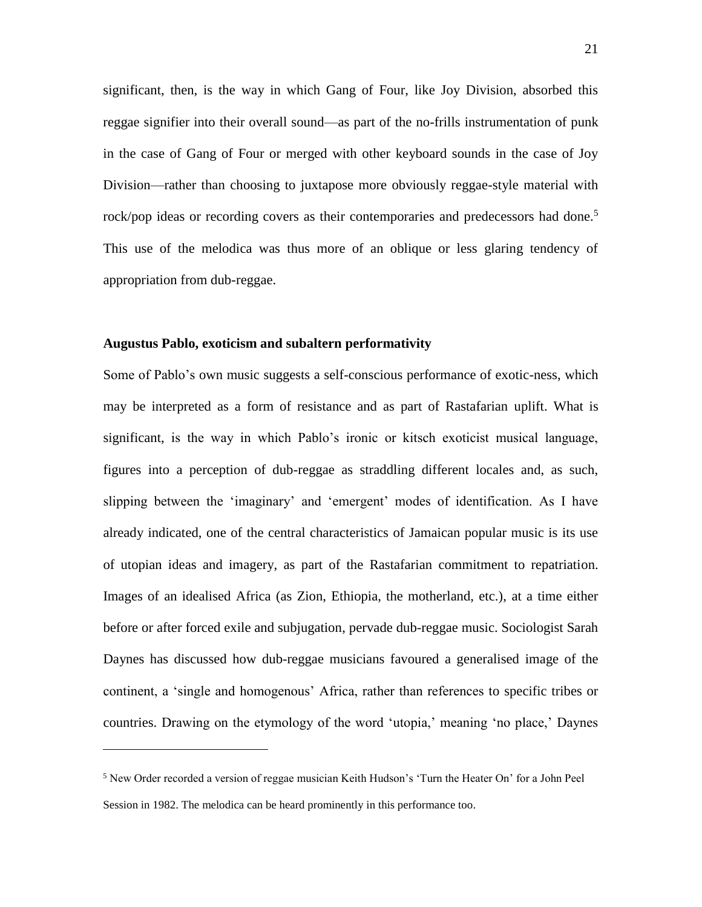significant, then, is the way in which Gang of Four, like Joy Division, absorbed this reggae signifier into their overall sound—as part of the no-frills instrumentation of punk in the case of Gang of Four or merged with other keyboard sounds in the case of Joy Division—rather than choosing to juxtapose more obviously reggae-style material with rock/pop ideas or recording covers as their contemporaries and predecessors had done.[5] This use of the melodica was thus more of an oblique or less glaring tendency of appropriation from dub-reggae.

### Augustus Pablo, exoticism and subaltern performativity

Some of Pablo's own music suggests a self-conscious performance of exotic-ness, which may be interpreted as a form of resistance and as part of Rastafarian uplift. What is significant, is the way in which Pablo's ironic or kitsch exoticist musical language, figures into a perception of dub-reggae as straddling different locales and, as such, slipping between the 'imaginary' and 'emergent' modes of identification. As I have already indicated, one of the central characteristics of Jamaican popular music is its use of utopian ideas and imagery, as part of the Rastafarian commitment to repatriation. Images of an idealised Africa (as Zion, Ethiopia, the motherland, etc.), at a time either before or after forced exile and subjugation, pervade dub-reggae music. Sociologist Sarah Daynes has discussed how dub-reggae musicians favoured a generalised image of the continent, a 'single and homogenous' Africa, rather than references to specific tribes or countries. Drawing on the etymology of the word 'utopia,' meaning 'no place,' Daynes

---

[5] New Order recorded a version of reggae musician Keith Hudson's 'Turn the Heater On' for a John Peel Session in 1982. The melodica can be heard prominently in this performance too.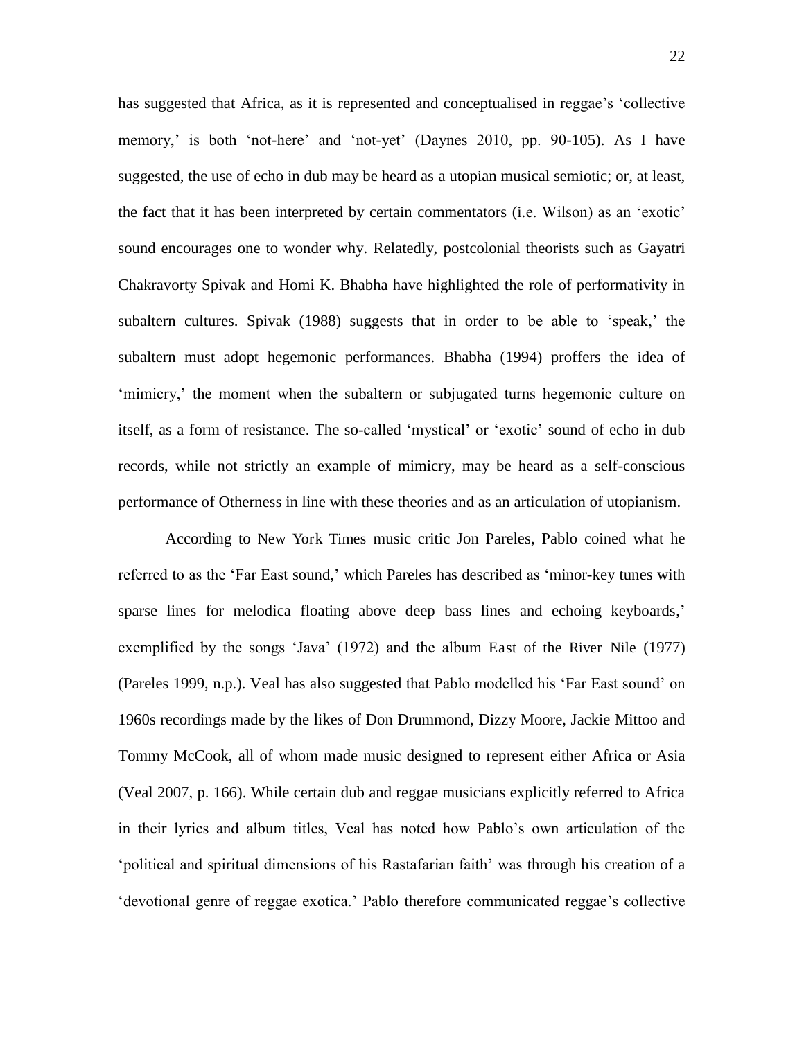has suggested that Africa, as it is represented and conceptualised in reggae's 'collective memory,' is both 'not-here' and 'not-yet' (Daynes 2010, pp. 90-105). As I have suggested, the use of echo in dub may be heard as a utopian musical semiotic; or, at least, the fact that it has been interpreted by certain commentators (i.e. Wilson) as an 'exotic' sound encourages one to wonder why. Relatedly, postcolonial theorists such as Gayatri Chakravorty Spivak and Homi K. Bhabha have highlighted the role of performativity in subaltern cultures. Spivak (1988) suggests that in order to be able to 'speak,' the subaltern must adopt hegemonic performances. Bhabha (1994) proffers the idea of 'mimicry,' the moment when the subaltern or subjugated turns hegemonic culture on itself, as a form of resistance. The so-called 'mystical' or 'exotic' sound of echo in dub records, while not strictly an example of mimicry, may be heard as a self-conscious performance of Otherness in line with these theories and as an articulation of utopianism.

According to New York Times music critic Jon Pareles, Pablo coined what he referred to as the 'Far East sound,' which Pareles has described as 'minor-key tunes with sparse lines for melodica floating above deep bass lines and echoing keyboards,' exemplified by the songs 'Java' (1972) and the album East of the River Nile (1977) (Pareles 1999, n.p.). Veal has also suggested that Pablo modelled his 'Far East sound' on 1960s recordings made by the likes of Don Drummond, Dizzy Moore, Jackie Mittoo and Tommy McCook, all of whom made music designed to represent either Africa or Asia (Veal 2007, p. 166). While certain dub and reggae musicians explicitly referred to Africa in their lyrics and album titles, Veal has noted how Pablo's own articulation of the 'political and spiritual dimensions of his Rastafarian faith' was through his creation of a 'devotional genre of reggae exotica.' Pablo therefore communicated reggae's collective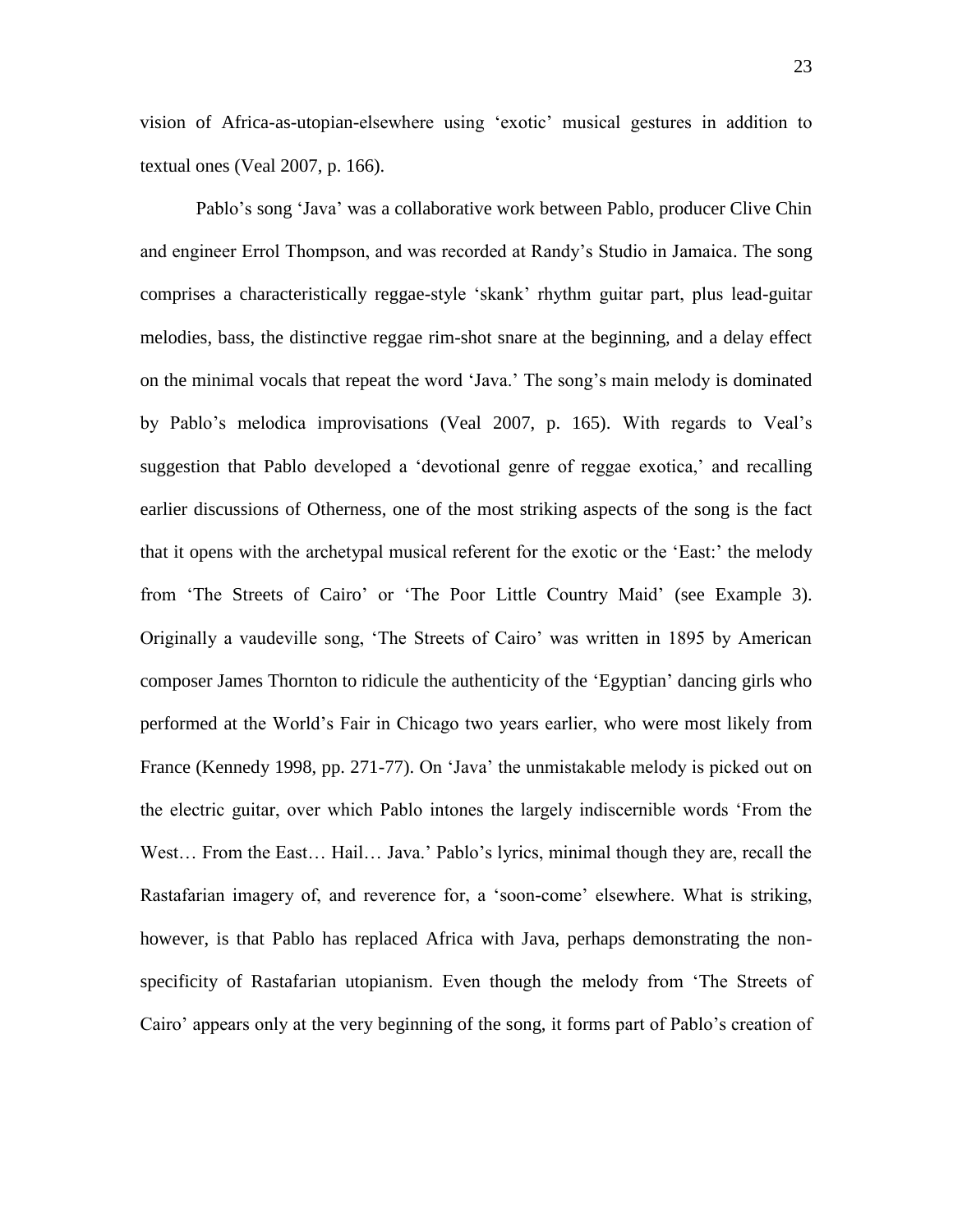vision of Africa-as-utopian-elsewhere using 'exotic' musical gestures in addition to textual ones (Veal 2007, p. 166).

Pablo's song 'Java' was a collaborative work between Pablo, producer Clive Chin and engineer Errol Thompson, and was recorded at Randy's Studio in Jamaica. The song comprises a characteristically reggae-style 'skank' rhythm guitar part, plus lead-guitar melodies, bass, the distinctive reggae rim-shot snare at the beginning, and a delay effect on the minimal vocals that repeat the word 'Java.' The song's main melody is dominated by Pablo's melodica improvisations (Veal 2007, p. 165). With regards to Veal's suggestion that Pablo developed a 'devotional genre of reggae exotica,' and recalling earlier discussions of Otherness, one of the most striking aspects of the song is the fact that it opens with the archetypal musical referent for the exotic or the 'East:' the melody from 'The Streets of Cairo' or 'The Poor Little Country Maid' (see Example 3). Originally a vaudeville song, 'The Streets of Cairo' was written in 1895 by American composer James Thornton to ridicule the authenticity of the 'Egyptian' dancing girls who performed at the World's Fair in Chicago two years earlier, who were most likely from France (Kennedy 1998, pp. 271-77). On 'Java' the unmistakable melody is picked out on the electric guitar, over which Pablo intones the largely indiscernible words 'From the West… From the East… Hail… Java.' Pablo's lyrics, minimal though they are, recall the Rastafarian imagery of, and reverence for, a 'soon-come' elsewhere. What is striking, however, is that Pablo has replaced Africa with Java, perhaps demonstrating the non-specificity of Rastafarian utopianism. Even though the melody from 'The Streets of Cairo' appears only at the very beginning of the song, it forms part of Pablo's creation of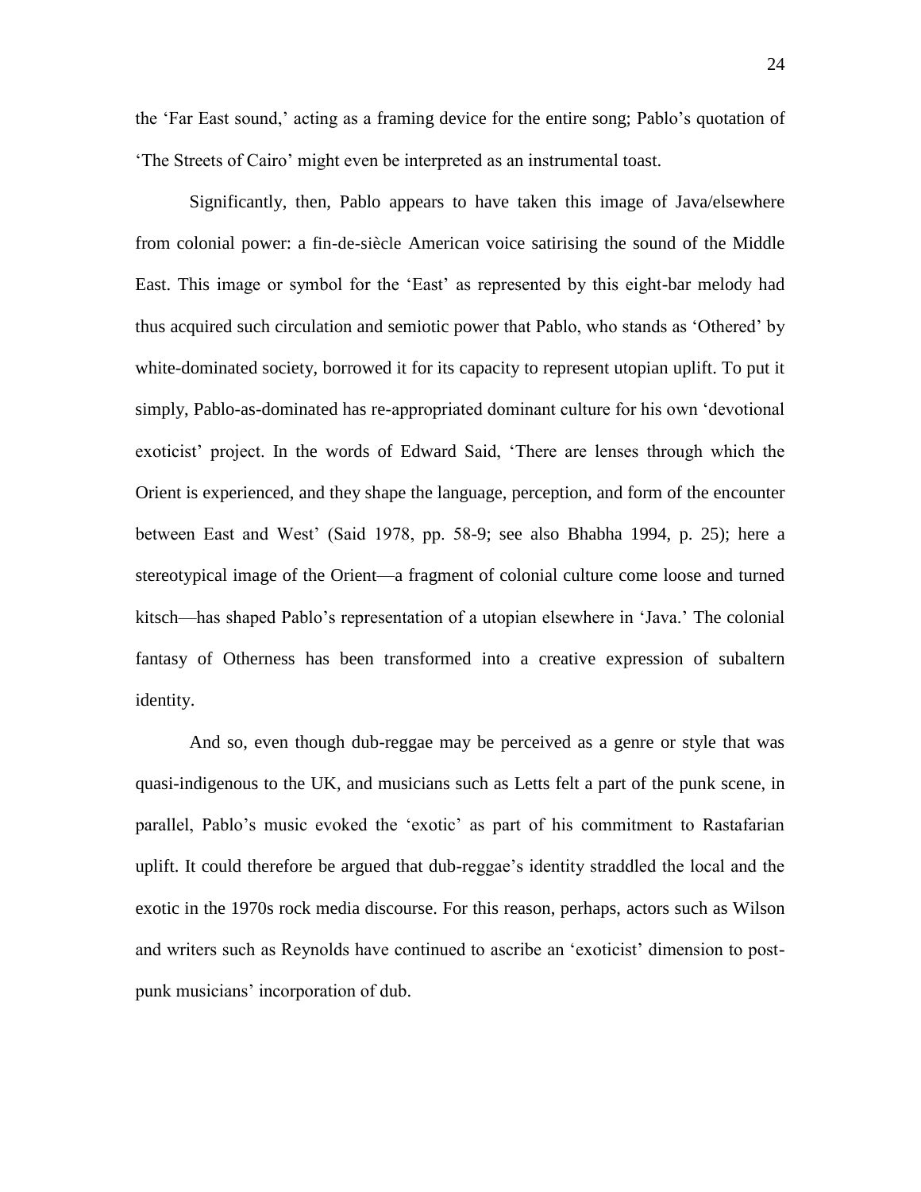the 'Far East sound,' acting as a framing device for the entire song; Pablo's quotation of 'The Streets of Cairo' might even be interpreted as an instrumental toast.

Significantly, then, Pablo appears to have taken this image of Java/elsewhere from colonial power: a fin-de-siècle American voice satirising the sound of the Middle East. This image or symbol for the 'East' as represented by this eight-bar melody had thus acquired such circulation and semiotic power that Pablo, who stands as 'Othered' by white-dominated society, borrowed it for its capacity to represent utopian uplift. To put it simply, Pablo-as-dominated has re-appropriated dominant culture for his own 'devotional exoticist' project. In the words of Edward Said, 'There are lenses through which the Orient is experienced, and they shape the language, perception, and form of the encounter between East and West' (Said 1978, pp. 58-9; see also Bhabha 1994, p. 25); here a stereotypical image of the Orient—a fragment of colonial culture come loose and turned kitsch—has shaped Pablo's representation of a utopian elsewhere in 'Java.' The colonial fantasy of Otherness has been transformed into a creative expression of subaltern identity.

And so, even though dub-reggae may be perceived as a genre or style that was quasi-indigenous to the UK, and musicians such as Letts felt a part of the punk scene, in parallel, Pablo's music evoked the 'exotic' as part of his commitment to Rastafarian uplift. It could therefore be argued that dub-reggae's identity straddled the local and the exotic in the 1970s rock media discourse. For this reason, perhaps, actors such as Wilson and writers such as Reynolds have continued to ascribe an 'exoticist' dimension to post-punk musicians' incorporation of dub.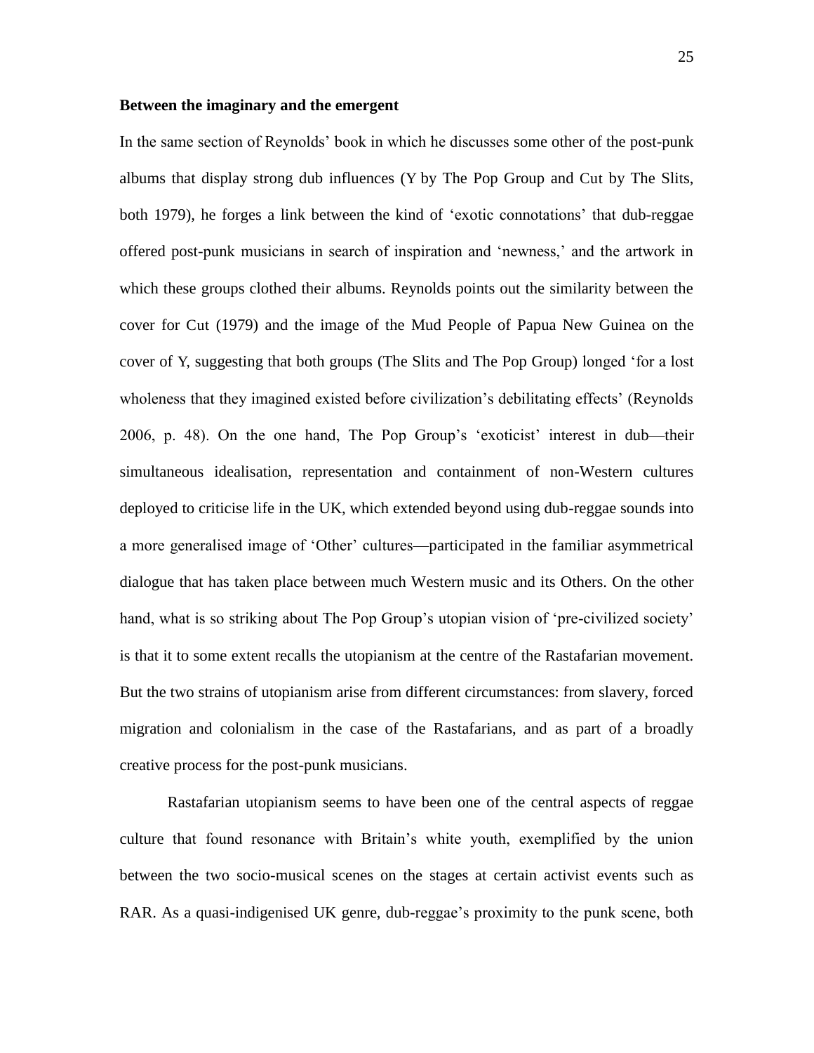**Between the imaginary and the emergent**

In the same section of Reynolds' book in which he discusses some other of the post-punk albums that display strong dub influences (Y by The Pop Group and Cut by The Slits, both 1979), he forges a link between the kind of 'exotic connotations' that dub-reggae offered post-punk musicians in search of inspiration and 'newness,' and the artwork in which these groups clothed their albums. Reynolds points out the similarity between the cover for Cut (1979) and the image of the Mud People of Papua New Guinea on the cover of Y, suggesting that both groups (The Slits and The Pop Group) longed 'for a lost wholeness that they imagined existed before civilization's debilitating effects' (Reynolds 2006, p. 48). On the one hand, The Pop Group's 'exoticist' interest in dub—their simultaneous idealisation, representation and containment of non-Western cultures deployed to criticise life in the UK, which extended beyond using dub-reggae sounds into a more generalised image of 'Other' cultures—participated in the familiar asymmetrical dialogue that has taken place between much Western music and its Others. On the other hand, what is so striking about The Pop Group's utopian vision of 'pre-civilized society' is that it to some extent recalls the utopianism at the centre of the Rastafarian movement. But the two strains of utopianism arise from different circumstances: from slavery, forced migration and colonialism in the case of the Rastafarians, and as part of a broadly creative process for the post-punk musicians.

Rastafarian utopianism seems to have been one of the central aspects of reggae culture that found resonance with Britain's white youth, exemplified by the union between the two socio-musical scenes on the stages at certain activist events such as RAR. As a quasi-indigenised UK genre, dub-reggae's proximity to the punk scene, both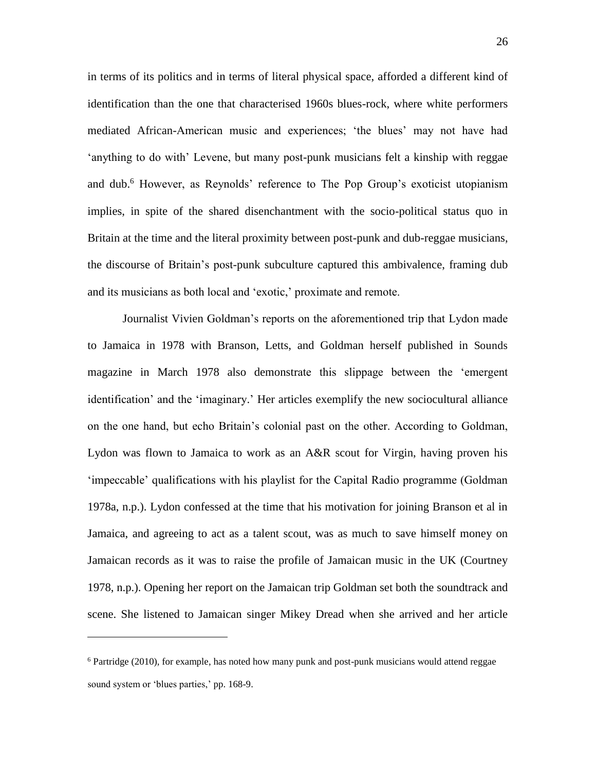in terms of its politics and in terms of literal physical space, afforded a different kind of identification than the one that characterised 1960s blues-rock, where white performers mediated African-American music and experiences; 'the blues' may not have had 'anything to do with' Levene, but many post-punk musicians felt a kinship with reggae and dub.[6] However, as Reynolds' reference to The Pop Group's exoticist utopianism implies, in spite of the shared disenchantment with the socio-political status quo in Britain at the time and the literal proximity between post-punk and dub-reggae musicians, the discourse of Britain's post-punk subculture captured this ambivalence, framing dub and its musicians as both local and 'exotic,' proximate and remote.

Journalist Vivien Goldman's reports on the aforementioned trip that Lydon made to Jamaica in 1978 with Branson, Letts, and Goldman herself published in Sounds magazine in March 1978 also demonstrate this slippage between the 'emergent identification' and the 'imaginary.' Her articles exemplify the new sociocultural alliance on the one hand, but echo Britain's colonial past on the other. According to Goldman, Lydon was flown to Jamaica to work as an A&R scout for Virgin, having proven his 'impeccable' qualifications with his playlist for the Capital Radio programme (Goldman 1978a, n.p.). Lydon confessed at the time that his motivation for joining Branson et al in Jamaica, and agreeing to act as a talent scout, was as much to save himself money on Jamaican records as it was to raise the profile of Jamaican music in the UK (Courtney 1978, n.p.). Opening her report on the Jamaican trip Goldman set both the soundtrack and scene. She listened to Jamaican singer Mikey Dread when she arrived and her article

[6] Partridge (2010), for example, has noted how many punk and post-punk musicians would attend reggae sound system or 'blues parties,' pp. 168-9.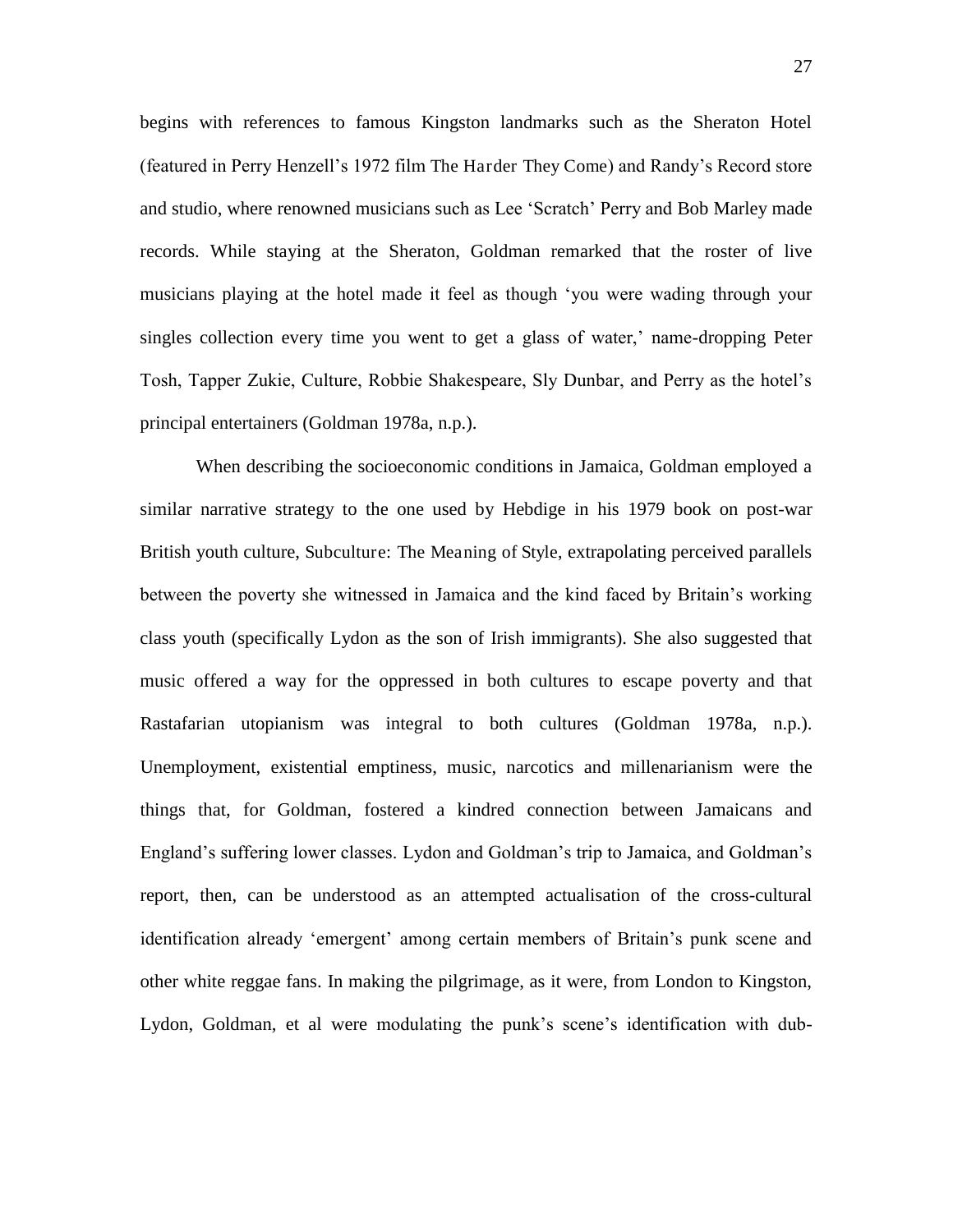begins with references to famous Kingston landmarks such as the Sheraton Hotel (featured in Perry Henzell's 1972 film The Harder They Come) and Randy's Record store and studio, where renowned musicians such as Lee 'Scratch' Perry and Bob Marley made records. While staying at the Sheraton, Goldman remarked that the roster of live musicians playing at the hotel made it feel as though 'you were wading through your singles collection every time you went to get a glass of water,' name-dropping Peter Tosh, Tapper Zukie, Culture, Robbie Shakespeare, Sly Dunbar, and Perry as the hotel's principal entertainers (Goldman 1978a, n.p.).

When describing the socioeconomic conditions in Jamaica, Goldman employed a similar narrative strategy to the one used by Hebdige in his 1979 book on post-war British youth culture, Subculture: The Meaning of Style, extrapolating perceived parallels between the poverty she witnessed in Jamaica and the kind faced by Britain's working class youth (specifically Lydon as the son of Irish immigrants). She also suggested that music offered a way for the oppressed in both cultures to escape poverty and that Rastafarian utopianism was integral to both cultures (Goldman 1978a, n.p.). Unemployment, existential emptiness, music, narcotics and millenarianism were the things that, for Goldman, fostered a kindred connection between Jamaicans and England's suffering lower classes. Lydon and Goldman's trip to Jamaica, and Goldman's report, then, can be understood as an attempted actualisation of the cross-cultural identification already 'emergent' among certain members of Britain's punk scene and other white reggae fans. In making the pilgrimage, as it were, from London to Kingston, Lydon, Goldman, et al were modulating the punk's scene's identification with dub-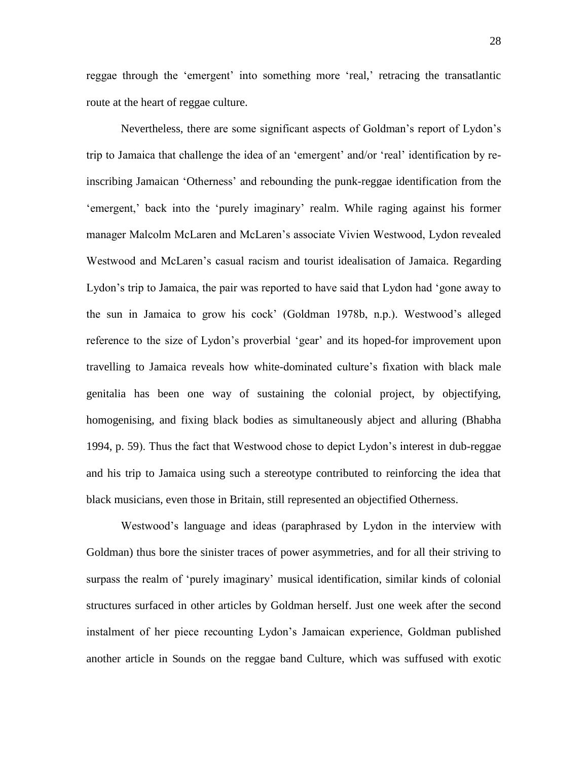reggae through the 'emergent' into something more 'real,' retracing the transatlantic route at the heart of reggae culture.

Nevertheless, there are some significant aspects of Goldman's report of Lydon's trip to Jamaica that challenge the idea of an 'emergent' and/or 'real' identification by re-inscribing Jamaican 'Otherness' and rebounding the punk-reggae identification from the 'emergent,' back into the 'purely imaginary' realm. While raging against his former manager Malcolm McLaren and McLaren's associate Vivien Westwood, Lydon revealed Westwood and McLaren's casual racism and tourist idealisation of Jamaica. Regarding Lydon's trip to Jamaica, the pair was reported to have said that Lydon had 'gone away to the sun in Jamaica to grow his cock' (Goldman 1978b, n.p.). Westwood's alleged reference to the size of Lydon's proverbial 'gear' and its hoped-for improvement upon travelling to Jamaica reveals how white-dominated culture's fixation with black male genitalia has been one way of sustaining the colonial project, by objectifying, homogenising, and fixing black bodies as simultaneously abject and alluring (Bhabha 1994, p. 59). Thus the fact that Westwood chose to depict Lydon's interest in dub-reggae and his trip to Jamaica using such a stereotype contributed to reinforcing the idea that black musicians, even those in Britain, still represented an objectified Otherness.

Westwood's language and ideas (paraphrased by Lydon in the interview with Goldman) thus bore the sinister traces of power asymmetries, and for all their striving to surpass the realm of 'purely imaginary' musical identification, similar kinds of colonial structures surfaced in other articles by Goldman herself. Just one week after the second instalment of her piece recounting Lydon's Jamaican experience, Goldman published another article in Sounds on the reggae band Culture, which was suffused with exotic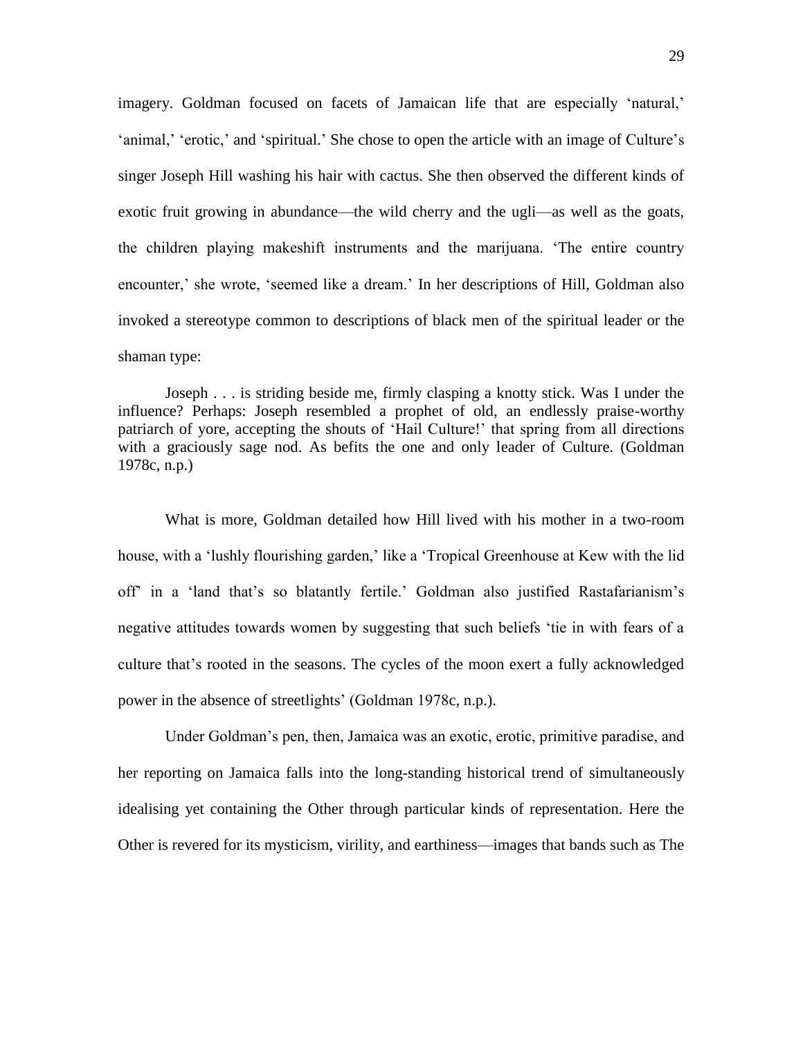imagery. Goldman focused on facets of Jamaican life that are especially 'natural,' 'animal,' 'erotic,' and 'spiritual.' She chose to open the article with an image of Culture's singer Joseph Hill washing his hair with cactus. She then observed the different kinds of exotic fruit growing in abundance—the wild cherry and the ugli—as well as the goats, the children playing makeshift instruments and the marijuana. 'The entire country encounter,' she wrote, 'seemed like a dream.' In her descriptions of Hill, Goldman also invoked a stereotype common to descriptions of black men of the spiritual leader or the shaman type:

> Joseph . . . is striding beside me, firmly clasping a knotty stick. Was I under the influence? Perhaps: Joseph resembled a prophet of old, an endlessly praise-worthy patriarch of yore, accepting the shouts of 'Hail Culture!' that spring from all directions with a graciously sage nod. As befits the one and only leader of Culture. (Goldman 1978c, n.p.)

What is more, Goldman detailed how Hill lived with his mother in a two-room house, with a 'lushly flourishing garden,' like a 'Tropical Greenhouse at Kew with the lid off' in a 'land that's so blatantly fertile.' Goldman also justified Rastafarianism's negative attitudes towards women by suggesting that such beliefs 'tie in with fears of a culture that's rooted in the seasons. The cycles of the moon exert a fully acknowledged power in the absence of streetlights' (Goldman 1978c, n.p.).

Under Goldman's pen, then, Jamaica was an exotic, erotic, primitive paradise, and her reporting on Jamaica falls into the long-standing historical trend of simultaneously idealising yet containing the Other through particular kinds of representation. Here the Other is revered for its mysticism, virility, and earthiness—images that bands such as The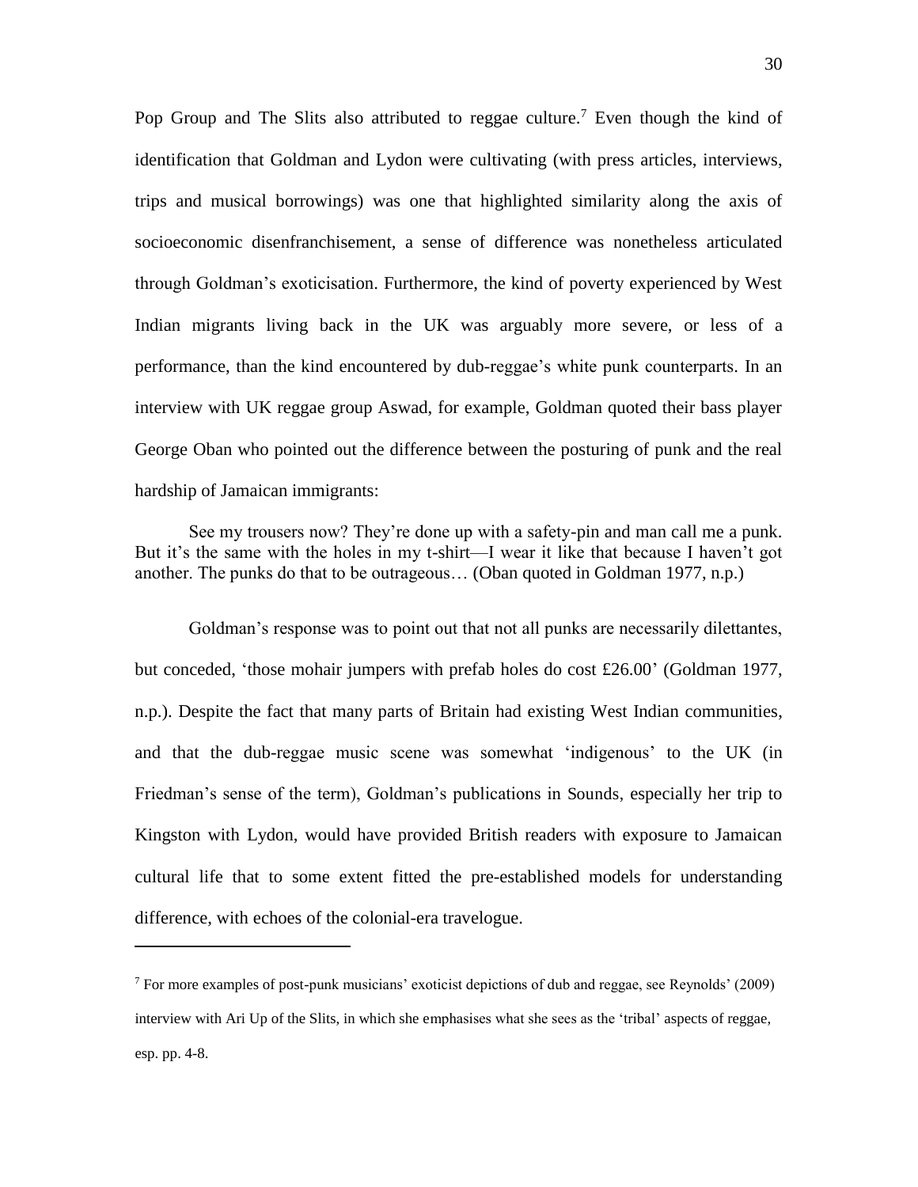Pop Group and The Slits also attributed to reggae culture.[7] Even though the kind of identification that Goldman and Lydon were cultivating (with press articles, interviews, trips and musical borrowings) was one that highlighted similarity along the axis of socioeconomic disenfranchisement, a sense of difference was nonetheless articulated through Goldman's exoticisation. Furthermore, the kind of poverty experienced by West Indian migrants living back in the UK was arguably more severe, or less of a performance, than the kind encountered by dub-reggae's white punk counterparts. In an interview with UK reggae group Aswad, for example, Goldman quoted their bass player George Oban who pointed out the difference between the posturing of punk and the real hardship of Jamaican immigrants:

> See my trousers now? They're done up with a safety-pin and man call me a punk. But it's the same with the holes in my t-shirt—I wear it like that because I haven't got another. The punks do that to be outrageous… (Oban quoted in Goldman 1977, n.p.)

Goldman's response was to point out that not all punks are necessarily dilettantes, but conceded, 'those mohair jumpers with prefab holes do cost £26.00' (Goldman 1977, n.p.). Despite the fact that many parts of Britain had existing West Indian communities, and that the dub-reggae music scene was somewhat 'indigenous' to the UK (in Friedman's sense of the term), Goldman's publications in Sounds, especially her trip to Kingston with Lydon, would have provided British readers with exposure to Jamaican cultural life that to some extent fitted the pre-established models for understanding difference, with echoes of the colonial-era travelogue.

---

[7] For more examples of post-punk musicians' exoticist depictions of dub and reggae, see Reynolds' (2009) interview with Ari Up of the Slits, in which she emphasises what she sees as the 'tribal' aspects of reggae, esp. pp. 4-8.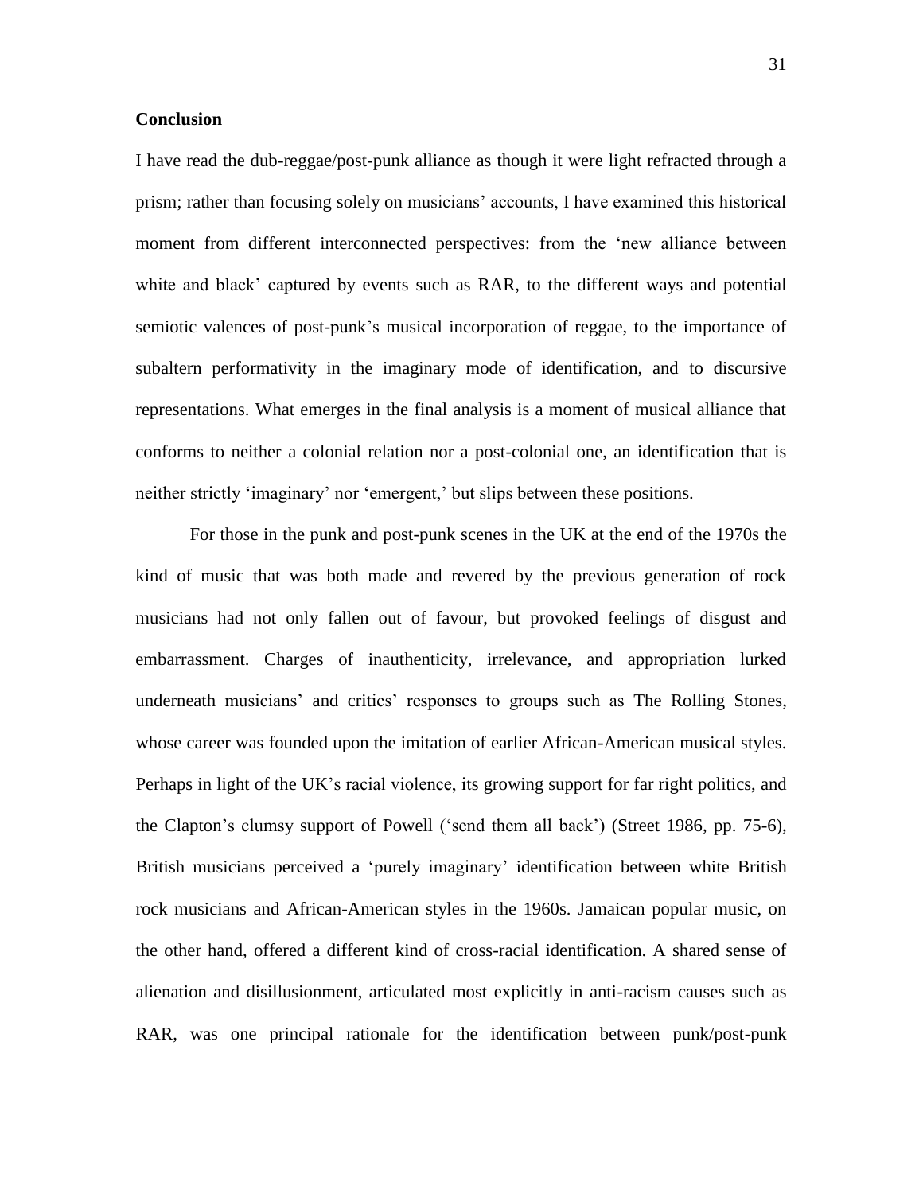**Conclusion**

I have read the dub-reggae/post-punk alliance as though it were light refracted through a prism; rather than focusing solely on musicians' accounts, I have examined this historical moment from different interconnected perspectives: from the 'new alliance between white and black' captured by events such as RAR, to the different ways and potential semiotic valences of post-punk's musical incorporation of reggae, to the importance of subaltern performativity in the imaginary mode of identification, and to discursive representations. What emerges in the final analysis is a moment of musical alliance that conforms to neither a colonial relation nor a post-colonial one, an identification that is neither strictly 'imaginary' nor 'emergent,' but slips between these positions.

For those in the punk and post-punk scenes in the UK at the end of the 1970s the kind of music that was both made and revered by the previous generation of rock musicians had not only fallen out of favour, but provoked feelings of disgust and embarrassment. Charges of inauthenticity, irrelevance, and appropriation lurked underneath musicians' and critics' responses to groups such as The Rolling Stones, whose career was founded upon the imitation of earlier African-American musical styles. Perhaps in light of the UK's racial violence, its growing support for far right politics, and the Clapton's clumsy support of Powell ('send them all back') (Street 1986, pp. 75-6), British musicians perceived a 'purely imaginary' identification between white British rock musicians and African-American styles in the 1960s. Jamaican popular music, on the other hand, offered a different kind of cross-racial identification. A shared sense of alienation and disillusionment, articulated most explicitly in anti-racism causes such as RAR, was one principal rationale for the identification between punk/post-punk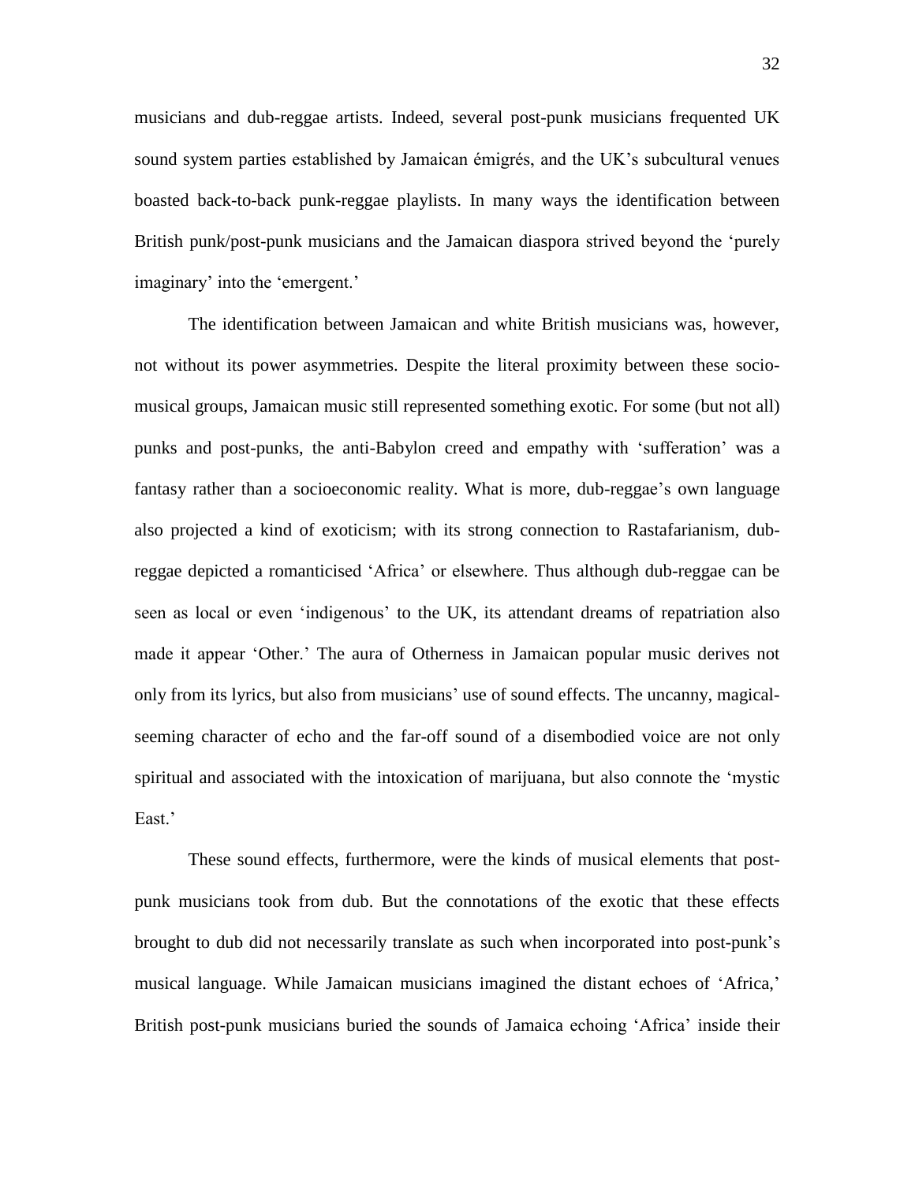musicians and dub-reggae artists. Indeed, several post-punk musicians frequented UK sound system parties established by Jamaican émigrés, and the UK's subcultural venues boasted back-to-back punk-reggae playlists. In many ways the identification between British punk/post-punk musicians and the Jamaican diaspora strived beyond the 'purely imaginary' into the 'emergent.'

The identification between Jamaican and white British musicians was, however, not without its power asymmetries. Despite the literal proximity between these socio-musical groups, Jamaican music still represented something exotic. For some (but not all) punks and post-punks, the anti-Babylon creed and empathy with 'sufferation' was a fantasy rather than a socioeconomic reality. What is more, dub-reggae's own language also projected a kind of exoticism; with its strong connection to Rastafarianism, dub-reggae depicted a romanticised 'Africa' or elsewhere. Thus although dub-reggae can be seen as local or even 'indigenous' to the UK, its attendant dreams of repatriation also made it appear 'Other.' The aura of Otherness in Jamaican popular music derives not only from its lyrics, but also from musicians' use of sound effects. The uncanny, magical-seeming character of echo and the far-off sound of a disembodied voice are not only spiritual and associated with the intoxication of marijuana, but also connote the 'mystic East.'

These sound effects, furthermore, were the kinds of musical elements that post-punk musicians took from dub. But the connotations of the exotic that these effects brought to dub did not necessarily translate as such when incorporated into post-punk's musical language. While Jamaican musicians imagined the distant echoes of 'Africa,' British post-punk musicians buried the sounds of Jamaica echoing 'Africa' inside their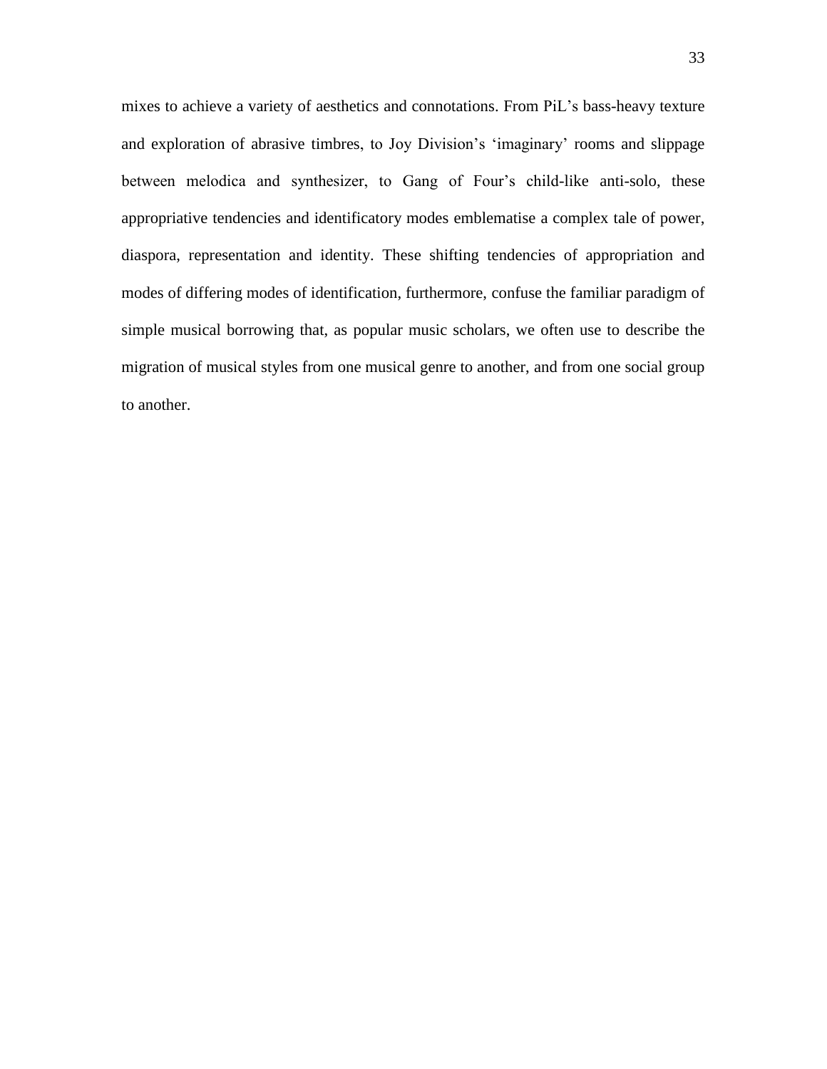mixes to achieve a variety of aesthetics and connotations. From PiL's bass-heavy texture and exploration of abrasive timbres, to Joy Division's 'imaginary' rooms and slippage between melodica and synthesizer, to Gang of Four's child-like anti-solo, these appropriative tendencies and identificatory modes emblematise a complex tale of power, diaspora, representation and identity. These shifting tendencies of appropriation and modes of differing modes of identification, furthermore, confuse the familiar paradigm of simple musical borrowing that, as popular music scholars, we often use to describe the migration of musical styles from one musical genre to another, and from one social group to another.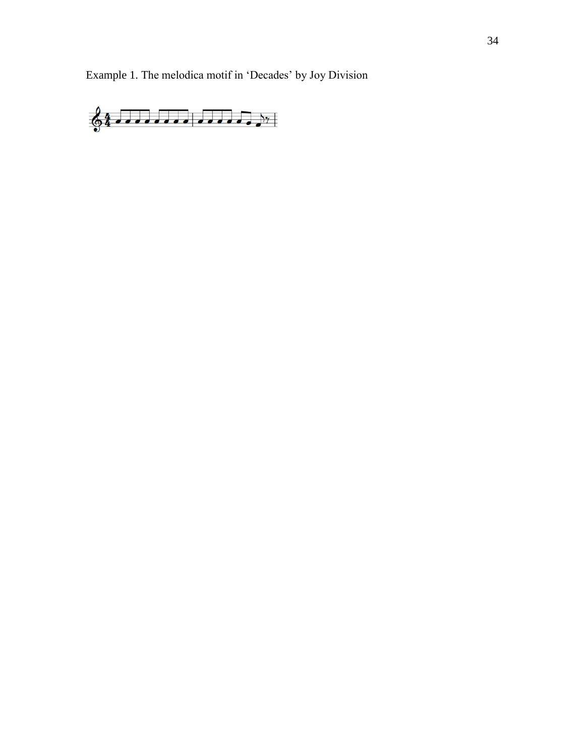Example 1. The melodica motif in ‘Decades’ by Joy Division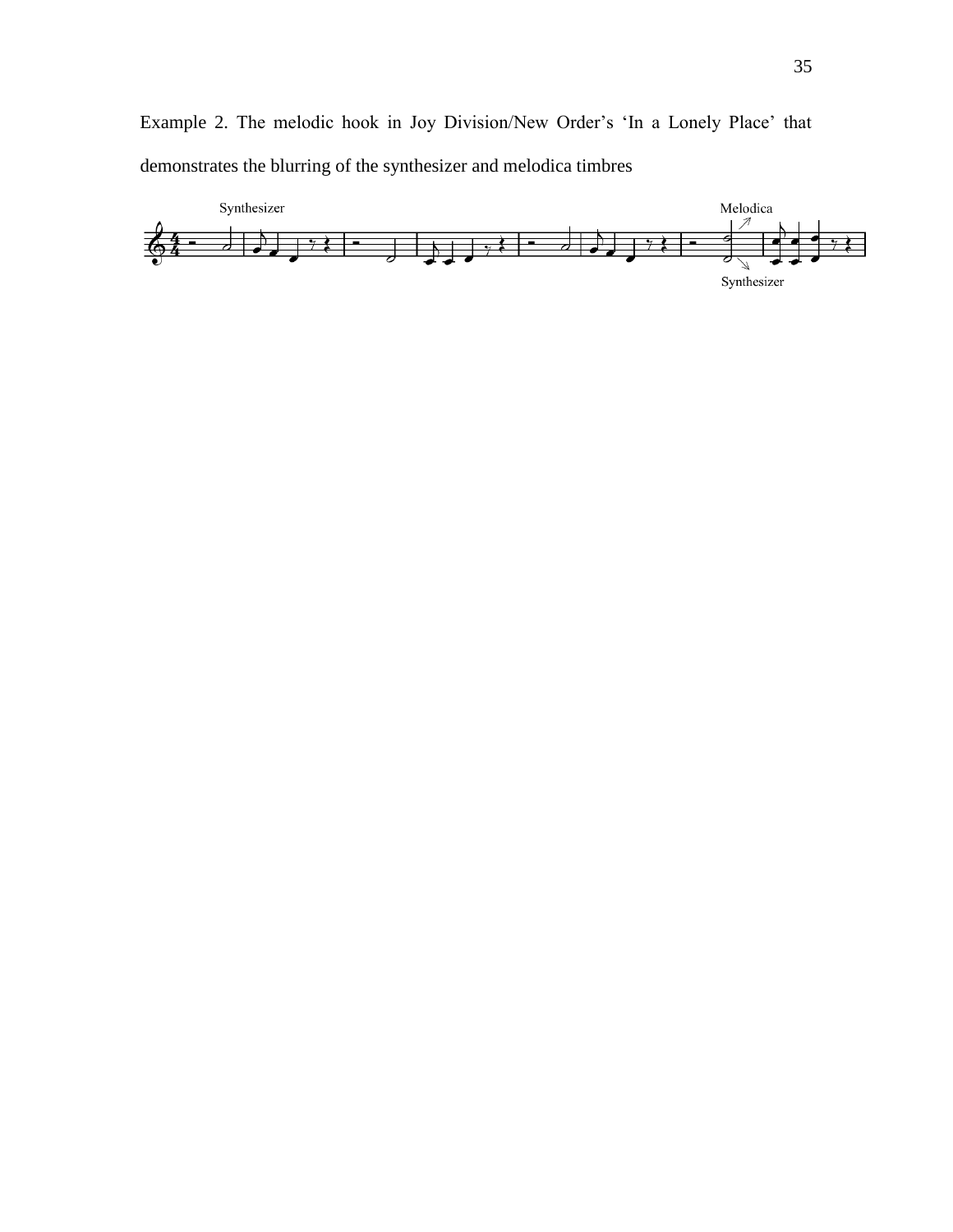Example 2. The melodic hook in Joy Division/New Order's 'In a Lonely Place' that demonstrates the blurring of the synthesizer and melodica timbres

Synthesizer

Melodica

Synthesizer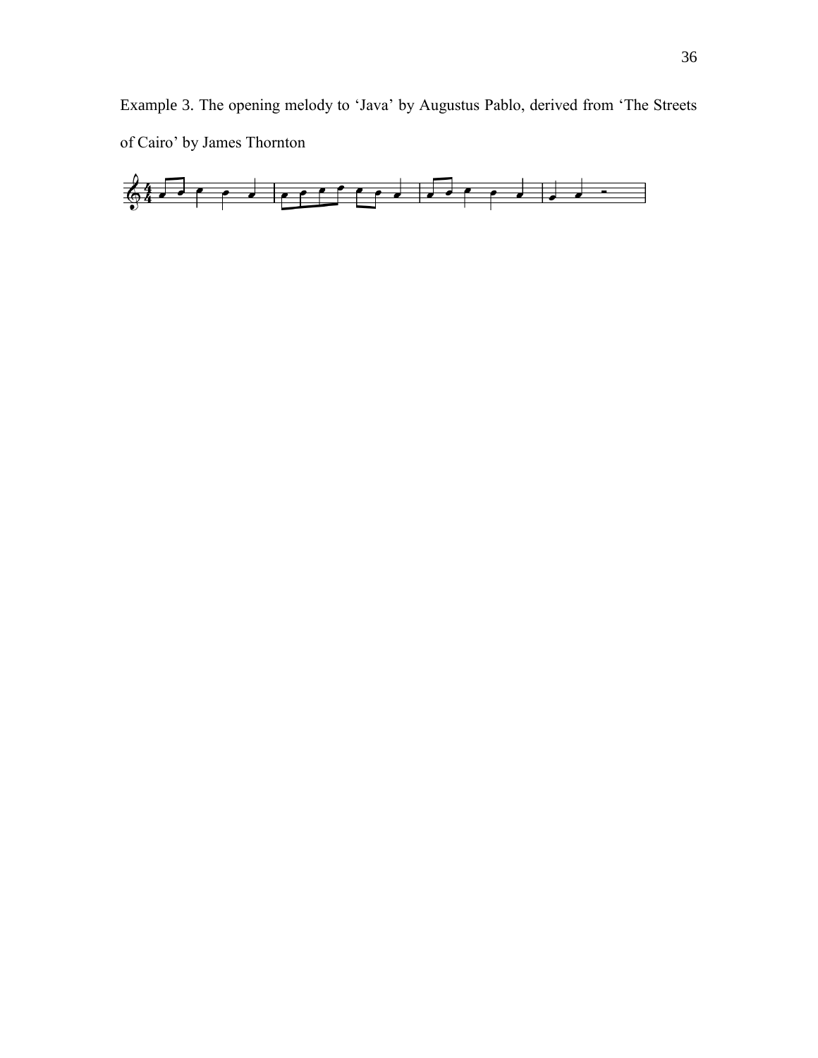Example 3. The opening melody to 'Java' by Augustus Pablo, derived from 'The Streets of Cairo' by James Thornton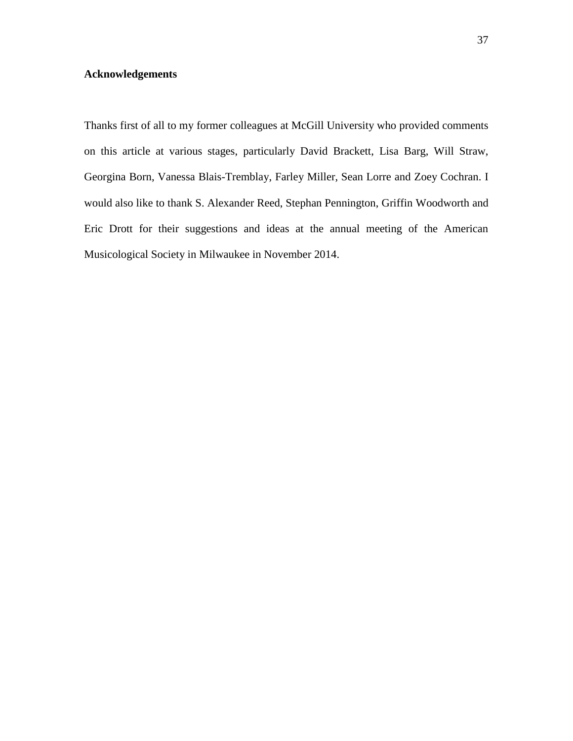**Acknowledgements**

Thanks first of all to my former colleagues at McGill University who provided comments on this article at various stages, particularly David Brackett, Lisa Barg, Will Straw, Georgina Born, Vanessa Blais-Tremblay, Farley Miller, Sean Lorre and Zoey Cochran. I would also like to thank S. Alexander Reed, Stephan Pennington, Griffin Woodworth and Eric Drott for their suggestions and ideas at the annual meeting of the American Musicological Society in Milwaukee in November 2014.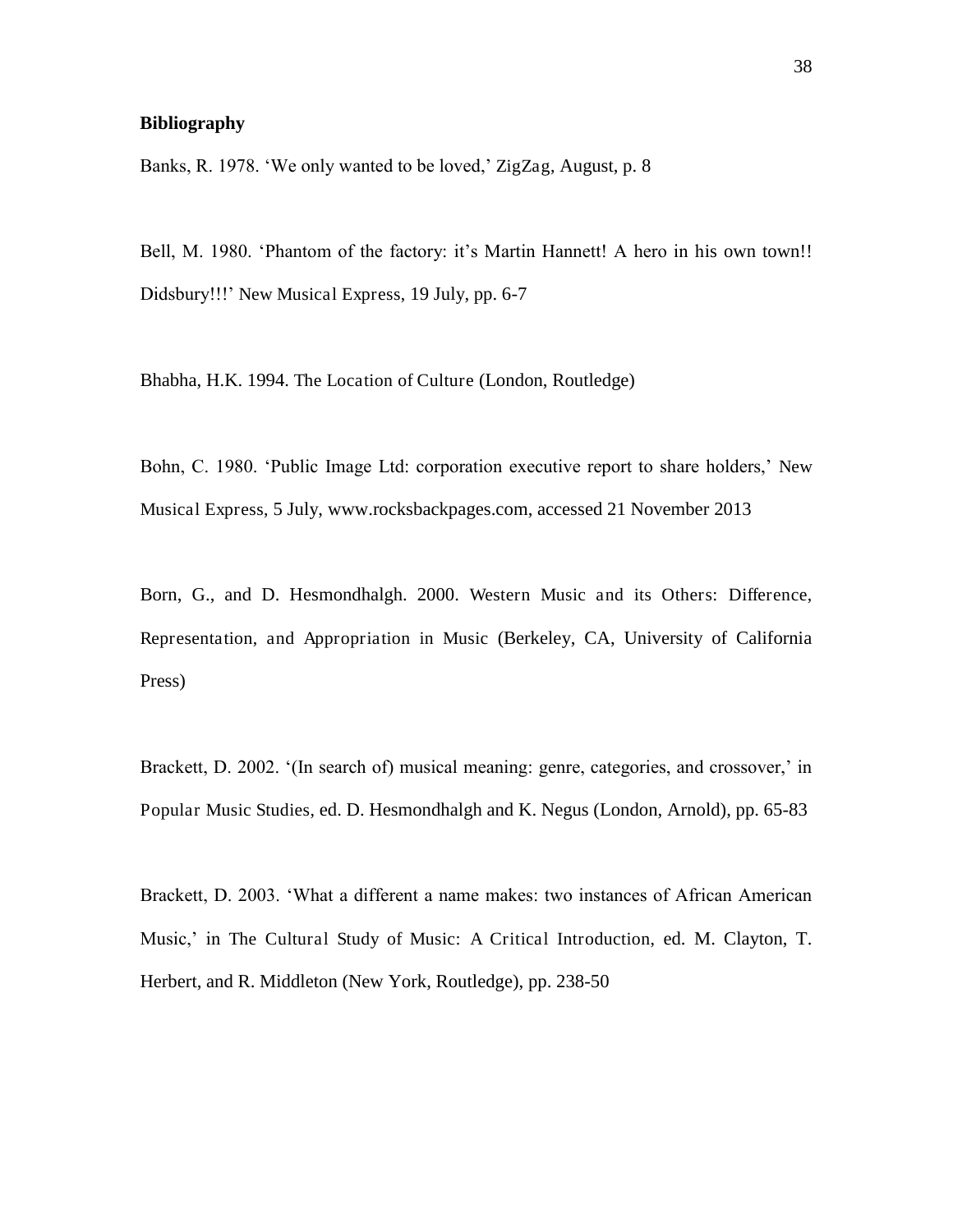**Bibliography**

Banks, R. 1978. 'We only wanted to be loved,' ZigZag, August, p. 8

Bell, M. 1980. 'Phantom of the factory: it's Martin Hannett! A hero in his own town!! Didsbury!!!' New Musical Express, 19 July, pp. 6-7

Bhabha, H.K. 1994. The Location of Culture (London, Routledge)

Bohn, C. 1980. 'Public Image Ltd: corporation executive report to share holders,' New Musical Express, 5 July, www.rocksbackpages.com, accessed 21 November 2013

Born, G., and D. Hesmondhalgh. 2000. Western Music and its Others: Difference, Representation, and Appropriation in Music (Berkeley, CA, University of California Press)

Brackett, D. 2002. '(In search of) musical meaning: genre, categories, and crossover,' in Popular Music Studies, ed. D. Hesmondhalgh and K. Negus (London, Arnold), pp. 65-83

Brackett, D. 2003. 'What a different a name makes: two instances of African American Music,' in The Cultural Study of Music: A Critical Introduction, ed. M. Clayton, T. Herbert, and R. Middleton (New York, Routledge), pp. 238-50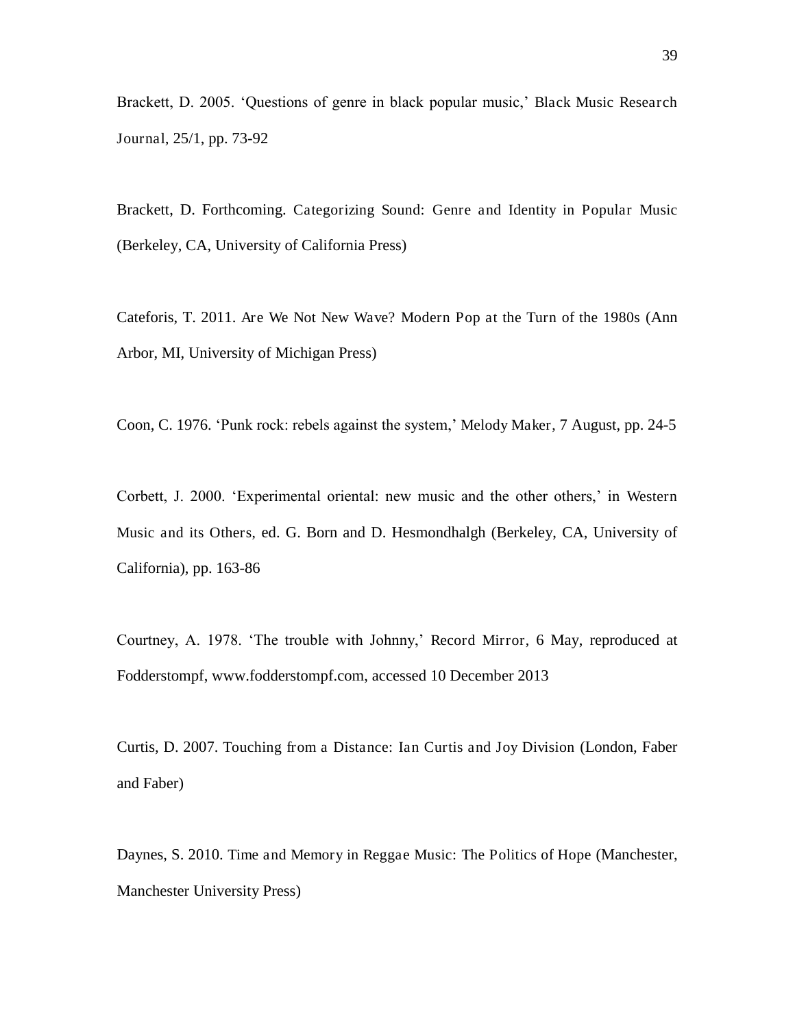Brackett, D. 2005. 'Questions of genre in black popular music,' *Black Music Research Journal*, 25/1, pp. 73-92

Brackett, D. Forthcoming. *Categorizing Sound: Genre and Identity in Popular Music* (Berkeley, CA, University of California Press)

Cateforis, T. 2011. *Are We Not New Wave? Modern Pop at the Turn of the 1980s* (Ann Arbor, MI, University of Michigan Press)

Coon, C. 1976. 'Punk rock: rebels against the system,' *Melody Maker*, 7 August, pp. 24-5

Corbett, J. 2000. 'Experimental oriental: new music and the other others,' in *Western Music and its Others*, ed. G. Born and D. Hesmondhalgh (Berkeley, CA, University of California), pp. 163-86

Courtney, A. 1978. 'The trouble with Johnny,' *Record Mirror*, 6 May, reproduced at Fodderstompf, www.fodderstompf.com, accessed 10 December 2013

Curtis, D. 2007. *Touching from a Distance: Ian Curtis and Joy Division* (London, Faber and Faber)

Daynes, S. 2010. *Time and Memory in Reggae Music: The Politics of Hope* (Manchester, Manchester University Press)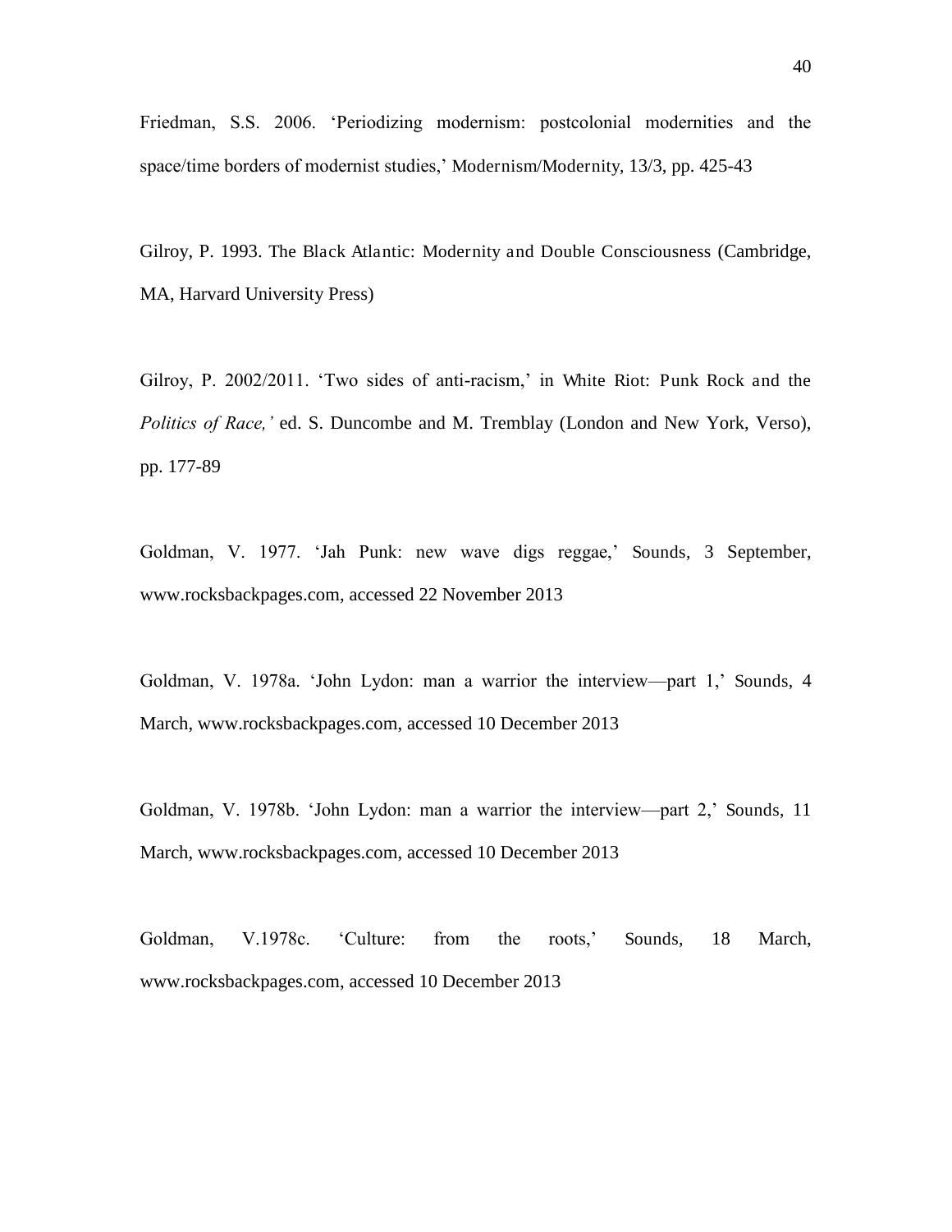Friedman, S.S. 2006. 'Periodizing modernism: postcolonial modernities and the space/time borders of modernist studies,' Modernism/Modernity, 13/3, pp. 425-43

Gilroy, P. 1993. The Black Atlantic: Modernity and Double Consciousness (Cambridge, MA, Harvard University Press)

Gilroy, P. 2002/2011. 'Two sides of anti-racism,' in White Riot: Punk Rock and the *Politics of Race,'* ed. S. Duncombe and M. Tremblay (London and New York, Verso), pp. 177-89

Goldman, V. 1977. 'Jah Punk: new wave digs reggae,' Sounds, 3 September, www.rocksbackpages.com, accessed 22 November 2013

Goldman, V. 1978a. 'John Lydon: man a warrior the interview—part 1,' Sounds, 4 March, www.rocksbackpages.com, accessed 10 December 2013

Goldman, V. 1978b. 'John Lydon: man a warrior the interview—part 2,' Sounds, 11 March, www.rocksbackpages.com, accessed 10 December 2013

Goldman, V.1978c. 'Culture: from the roots,' Sounds, 18 March, www.rocksbackpages.com, accessed 10 December 2013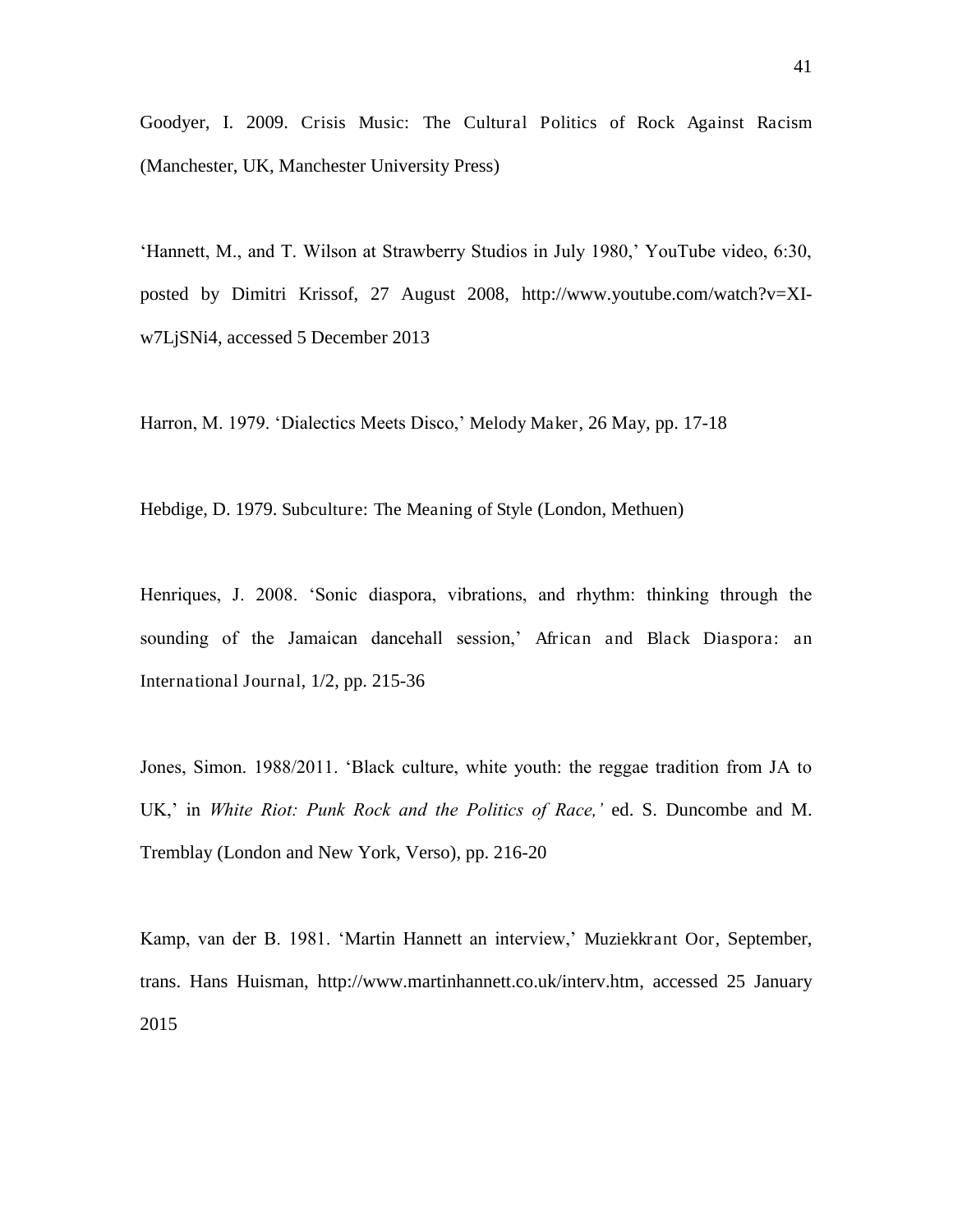Goodyer, I. 2009. Crisis Music: The Cultural Politics of Rock Against Racism (Manchester, UK, Manchester University Press)

'Hannett, M., and T. Wilson at Strawberry Studios in July 1980,' YouTube video, 6:30, posted by Dimitri Krissof, 27 August 2008, http://www.youtube.com/watch?v=XI-w7LjSNi4, accessed 5 December 2013

Harron, M. 1979. 'Dialectics Meets Disco,' Melody Maker, 26 May, pp. 17-18

Hebdige, D. 1979. Subculture: The Meaning of Style (London, Methuen)

Henriques, J. 2008. 'Sonic diaspora, vibrations, and rhythm: thinking through the sounding of the Jamaican dancehall session,' African and Black Diaspora: an International Journal, 1/2, pp. 215-36

Jones, Simon. 1988/2011. 'Black culture, white youth: the reggae tradition from JA to UK,' in *White Riot: Punk Rock and the Politics of Race,'* ed. S. Duncombe and M. Tremblay (London and New York, Verso), pp. 216-20

Kamp, van der B. 1981. 'Martin Hannett an interview,' Muziekkrant Oor, September, trans. Hans Huisman, http://www.martinhannett.co.uk/interv.htm, accessed 25 January 2015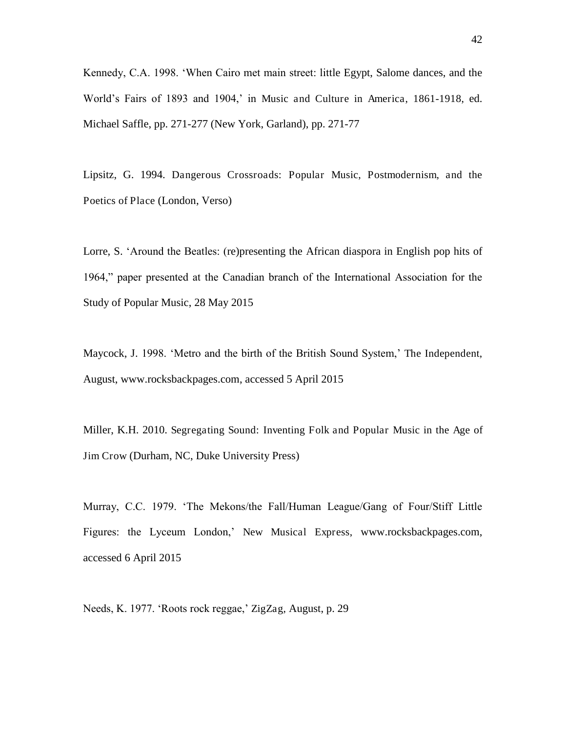Kennedy, C.A. 1998. ‘When Cairo met main street: little Egypt, Salome dances, and the World’s Fairs of 1893 and 1904,’ in Music and Culture in America, 1861-1918, ed. Michael Saffle, pp. 271-277 (New York, Garland), pp. 271-77

Lipsitz, G. 1994. Dangerous Crossroads: Popular Music, Postmodernism, and the Poetics of Place (London, Verso)

Lorre, S. ‘Around the Beatles: (re)presenting the African diaspora in English pop hits of 1964,” paper presented at the Canadian branch of the International Association for the Study of Popular Music, 28 May 2015

Maycock, J. 1998. ‘Metro and the birth of the British Sound System,’ The Independent, August, www.rocksbackpages.com, accessed 5 April 2015

Miller, K.H. 2010. Segregating Sound: Inventing Folk and Popular Music in the Age of Jim Crow (Durham, NC, Duke University Press)

Murray, C.C. 1979. ‘The Mekons/the Fall/Human League/Gang of Four/Stiff Little Figures: the Lyceum London,’ New Musical Express, www.rocksbackpages.com, accessed 6 April 2015

Needs, K. 1977. ‘Roots rock reggae,’ ZigZag, August, p. 29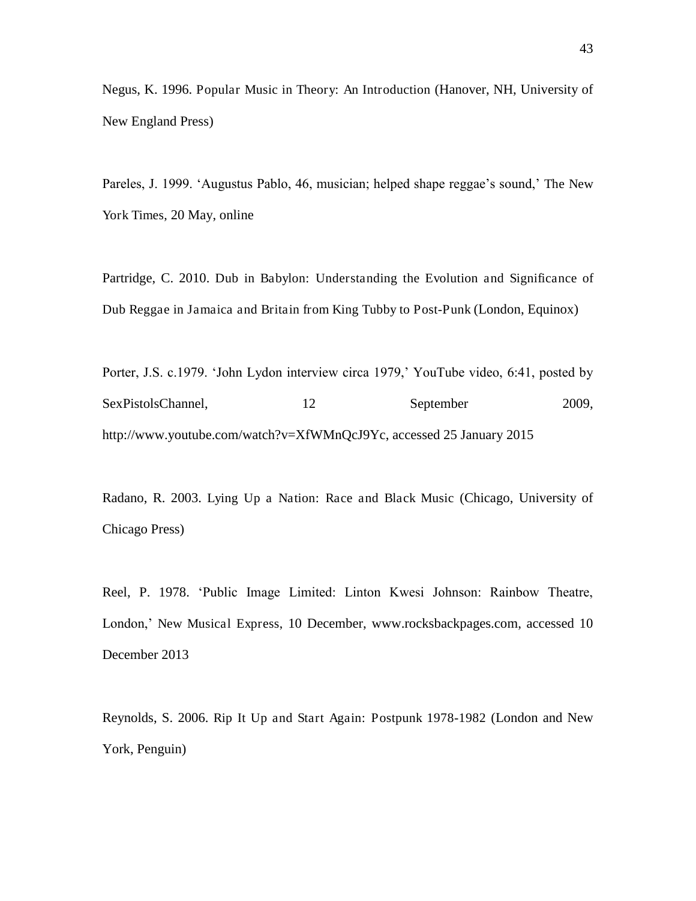Negus, K. 1996. Popular Music in Theory: An Introduction (Hanover, NH, University of New England Press)

Pareles, J. 1999. 'Augustus Pablo, 46, musician; helped shape reggae's sound,' The New York Times, 20 May, online

Partridge, C. 2010. Dub in Babylon: Understanding the Evolution and Significance of Dub Reggae in Jamaica and Britain from King Tubby to Post-Punk (London, Equinox)

Porter, J.S. c.1979. 'John Lydon interview circa 1979,' YouTube video, 6:41, posted by SexPistolsChannel, 12 September 2009, http://www.youtube.com/watch?v=XfWMnQcJ9Yc, accessed 25 January 2015

Radano, R. 2003. Lying Up a Nation: Race and Black Music (Chicago, University of Chicago Press)

Reel, P. 1978. 'Public Image Limited: Linton Kwesi Johnson: Rainbow Theatre, London,' New Musical Express, 10 December, www.rocksbackpages.com, accessed 10 December 2013

Reynolds, S. 2006. Rip It Up and Start Again: Postpunk 1978-1982 (London and New York, Penguin)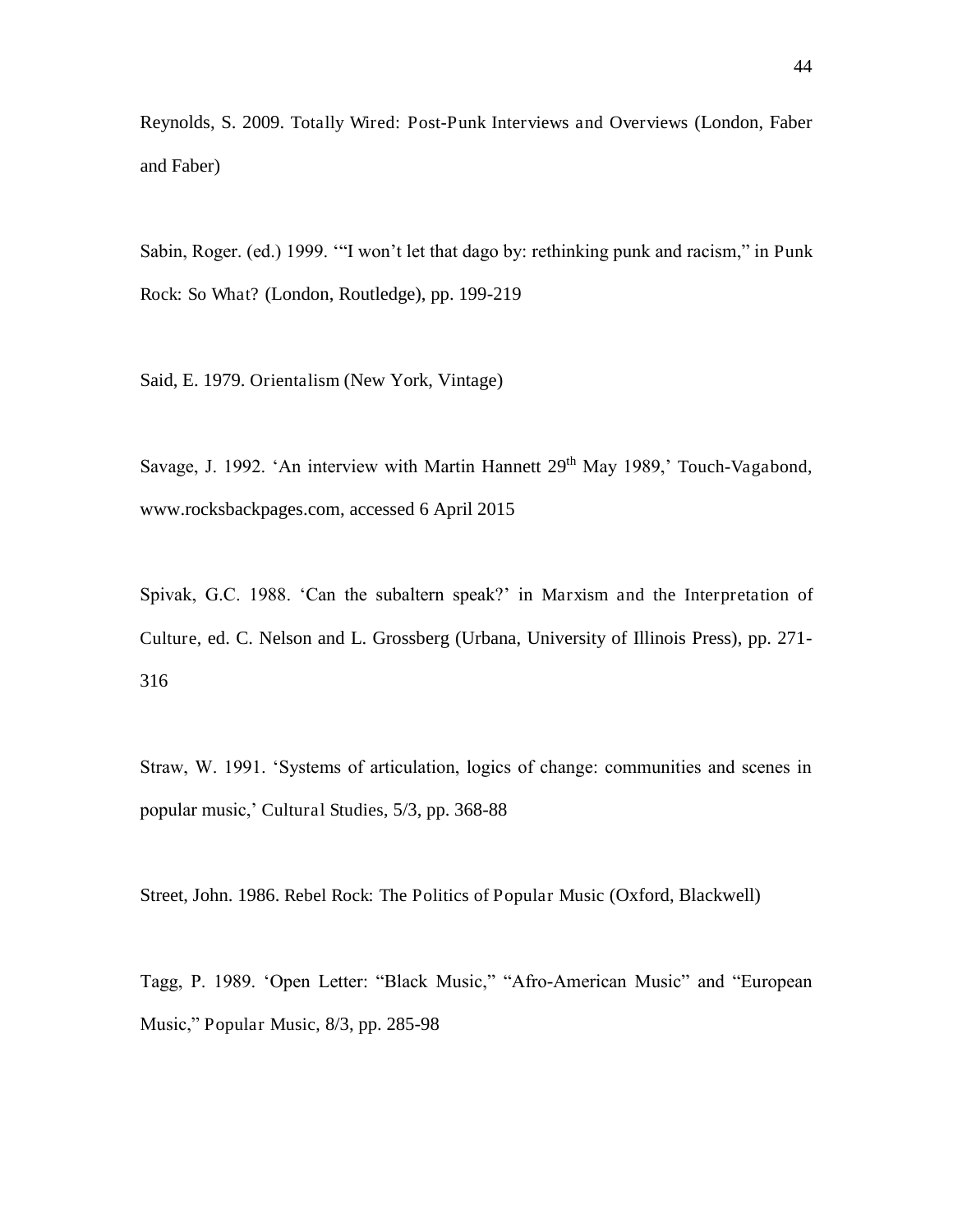Reynolds, S. 2009. Totally Wired: Post-Punk Interviews and Overviews (London, Faber and Faber)

Sabin, Roger. (ed.) 1999. '"I won't let that dago by: rethinking punk and racism," in Punk Rock: So What? (London, Routledge), pp. 199-219

Said, E. 1979. Orientalism (New York, Vintage)

Savage, J. 1992. 'An interview with Martin Hannett 29th May 1989,' Touch-Vagabond, www.rocksbackpages.com, accessed 6 April 2015

Spivak, G.C. 1988. 'Can the subaltern speak?' in Marxism and the Interpretation of Culture, ed. C. Nelson and L. Grossberg (Urbana, University of Illinois Press), pp. 271-316

Straw, W. 1991. 'Systems of articulation, logics of change: communities and scenes in popular music,' Cultural Studies, 5/3, pp. 368-88

Street, John. 1986. Rebel Rock: The Politics of Popular Music (Oxford, Blackwell)

Tagg, P. 1989. 'Open Letter: "Black Music," "Afro-American Music" and "European Music," Popular Music, 8/3, pp. 285-98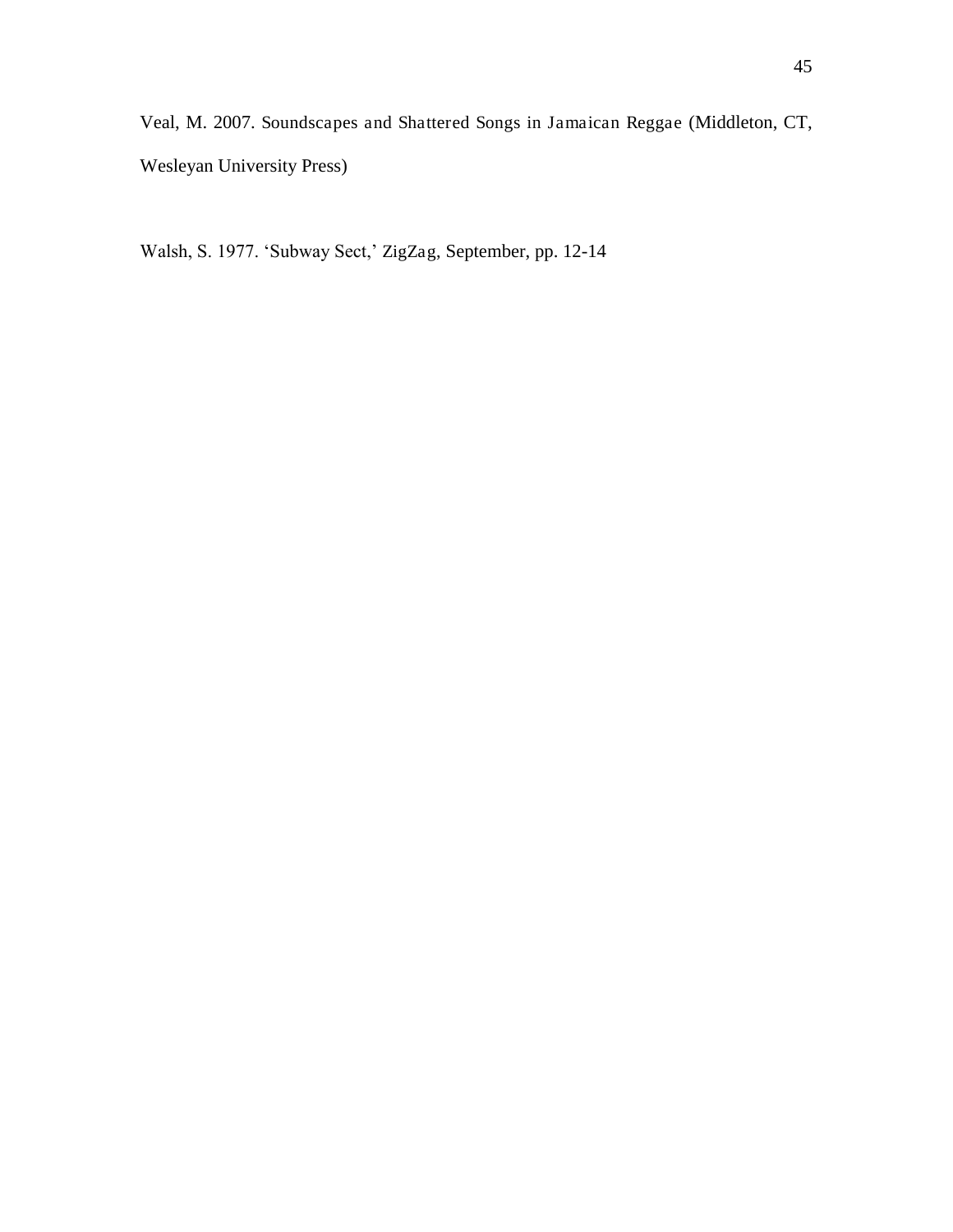Veal, M. 2007. Soundscapes and Shattered Songs in Jamaican Reggae (Middleton, CT, Wesleyan University Press)

Walsh, S. 1977. 'Subway Sect,' ZigZag, September, pp. 12-14